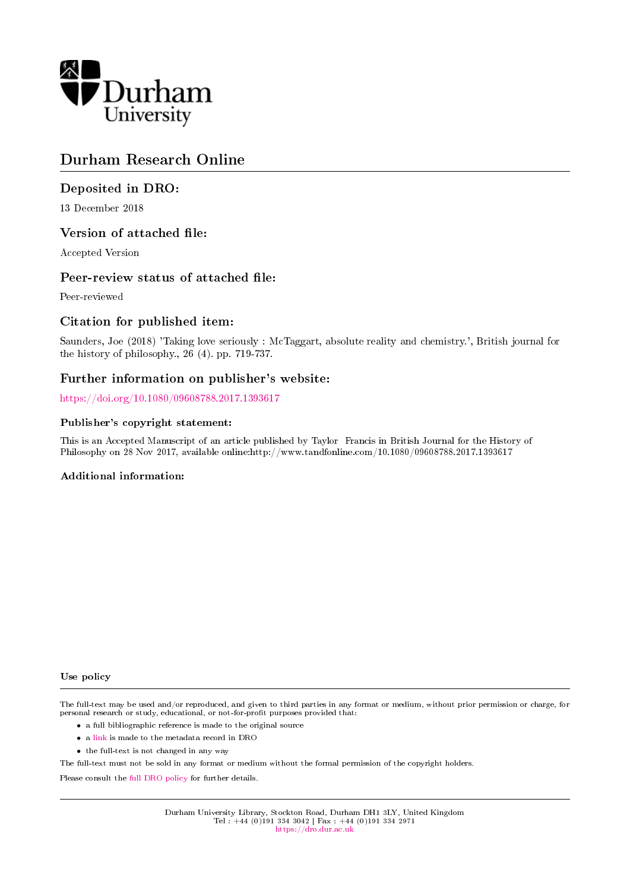Durham University

# Durham Research Online

## Deposited in DRO:

13 December 2018

## Version of attached file:

Accepted Version

## Peer-review status of attached file:

Peer-reviewed

## Citation for published item:

Saunders, Joe (2018) 'Taking love seriously : McTaggart, absolute reality and chemistry.', British journal for the history of philosophy., 26 (4). pp. 719-737.

## Further information on publisher's website:

https://doi.org/10.1080/09608788.2017.1393617

### Publisher's copyright statement:

This is an Accepted Manuscript of an article published by Taylor Francis in British Journal for the History of Philosophy on 28 Nov 2017, available online:http://www.tandfonline.com/10.1080/09608788.2017.1393617

### Additional information:

#### Use policy

The full-text may be used and/or reproduced, and given to third parties in any format or medium, without prior permission or charge, for personal research or study, educational, or not-for-profit purposes provided that:

- a full bibliographic reference is made to the original source
- a link is made to the metadata record in DRO
- the full-text is not changed in any way

The full-text must not be sold in any format or medium without the formal permission of the copyright holders.

Please consult the full DRO policy for further details.

Durham University Library, Stockton Road, Durham DH1 3LY, United Kingdom
Tel : +44 (0)191 334 3042 | Fax : +44 (0)191 334 2971
https://dro.dur.ac.uk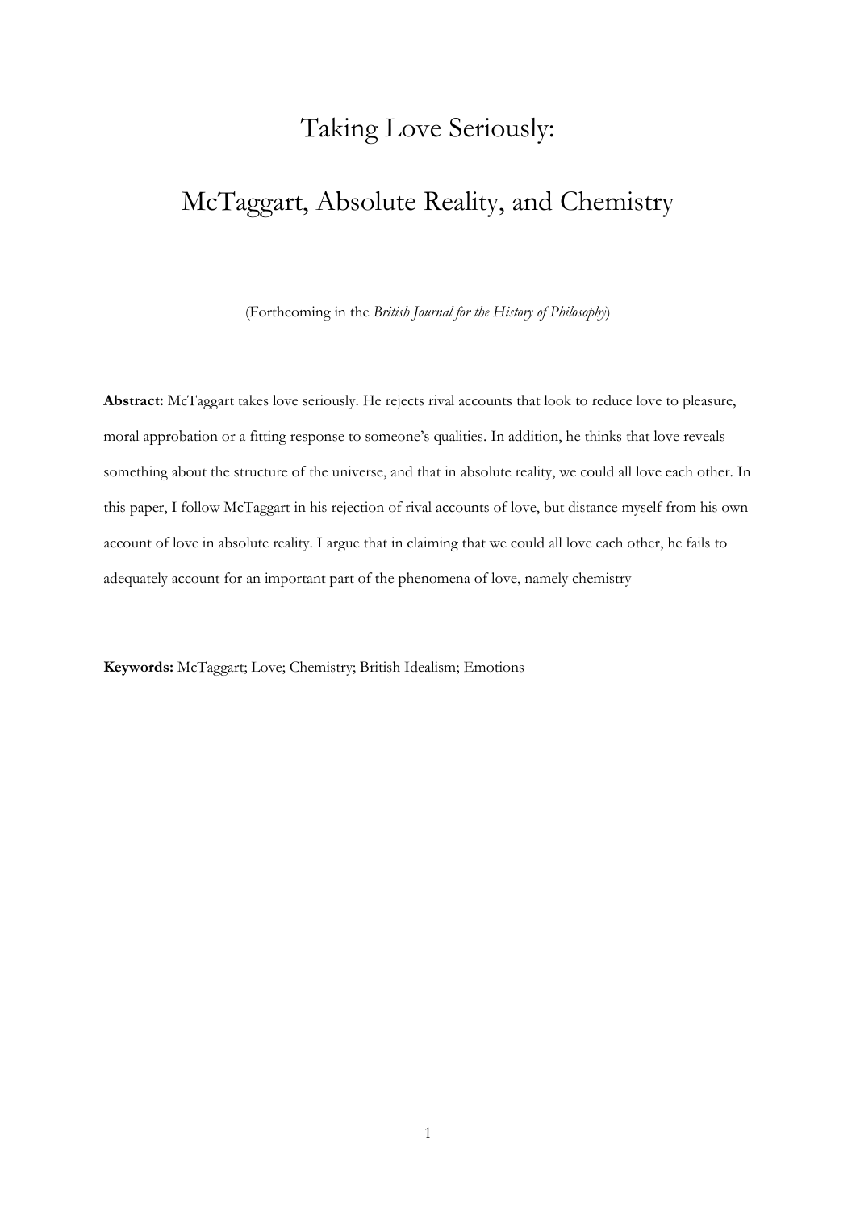# Taking Love Seriously:

# McTaggart, Absolute Reality, and Chemistry

(Forthcoming in the *British Journal for the History of Philosophy*)

**Abstract:** McTaggart takes love seriously. He rejects rival accounts that look to reduce love to pleasure, moral approbation or a fitting response to someone's qualities. In addition, he thinks that love reveals something about the structure of the universe, and that in absolute reality, we could all love each other. In this paper, I follow McTaggart in his rejection of rival accounts of love, but distance myself from his own account of love in absolute reality. I argue that in claiming that we could all love each other, he fails to adequately account for an important part of the phenomena of love, namely chemistry

**Keywords:** McTaggart; Love; Chemistry; British Idealism; Emotions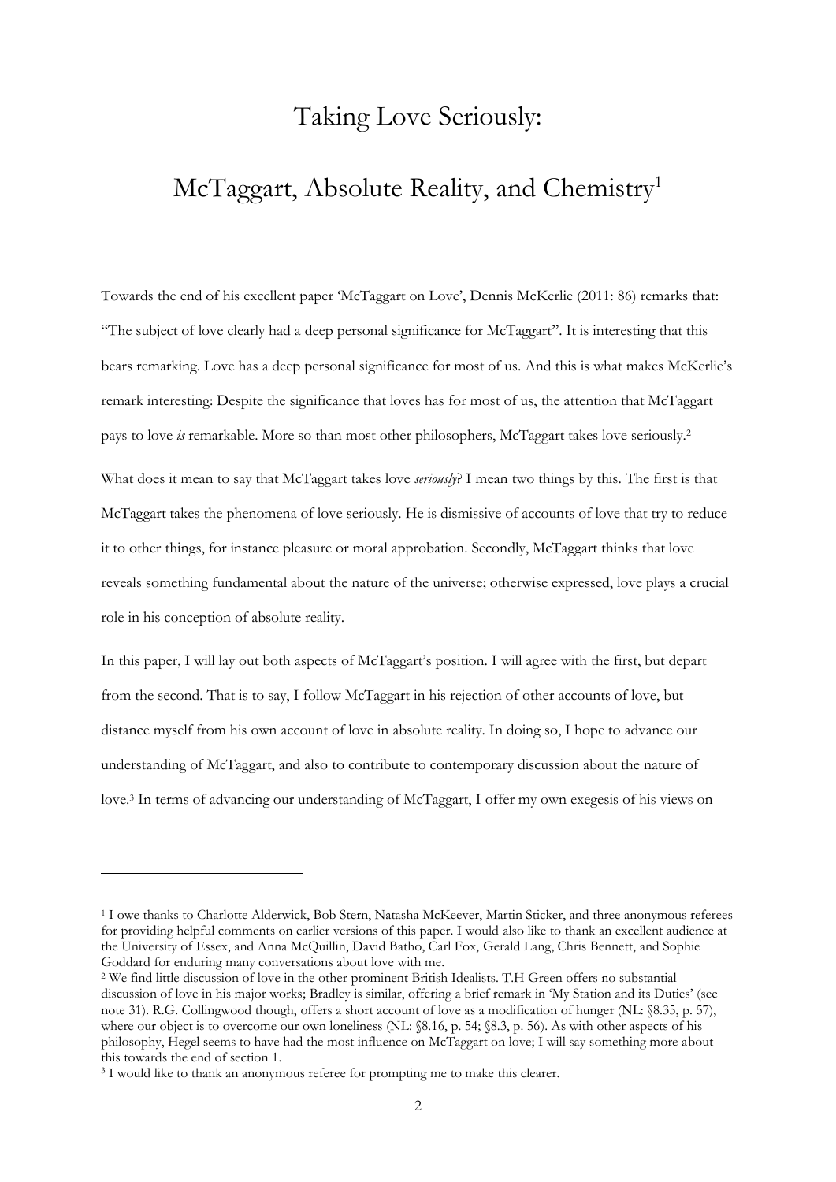// Title with footnote marker
# Taking Love Seriously:

# McTaggart, Absolute Reality, and Chemistry[1]

Towards the end of his excellent paper 'McTaggart on Love', Dennis McKerlie (2011: 86) remarks that: "The subject of love clearly had a deep personal significance for McTaggart". It is interesting that this bears remarking. Love has a deep personal significance for most of us. And this is what makes McKerlie's remark interesting: Despite the significance that loves has for most of us, the attention that McTaggart pays to love *is* remarkable. More so than most other philosophers, McTaggart takes love seriously.[2]

What does it mean to say that McTaggart takes love *seriously*? I mean two things by this. The first is that McTaggart takes the phenomena of love seriously. He is dismissive of accounts of love that try to reduce it to other things, for instance pleasure or moral approbation. Secondly, McTaggart thinks that love reveals something fundamental about the nature of the universe; otherwise expressed, love plays a crucial role in his conception of absolute reality.

In this paper, I will lay out both aspects of McTaggart's position. I will agree with the first, but depart from the second. That is to say, I follow McTaggart in his rejection of other accounts of love, but distance myself from his own account of love in absolute reality. In doing so, I hope to advance our understanding of McTaggart, and also to contribute to contemporary discussion about the nature of love.[3] In terms of advancing our understanding of McTaggart, I offer my own exegesis of his views on

---

[1] I owe thanks to Charlotte Alderwick, Bob Stern, Natasha McKeever, Martin Sticker, and three anonymous referees for providing helpful comments on earlier versions of this paper. I would also like to thank an excellent audience at the University of Essex, and Anna McQuillin, David Batho, Carl Fox, Gerald Lang, Chris Bennett, and Sophie Goddard for enduring many conversations about love with me.

[2] We find little discussion of love in the other prominent British Idealists. T.H Green offers no substantial discussion of love in his major works; Bradley is similar, offering a brief remark in 'My Station and its Duties' (see note 31). R.G. Collingwood though, offers a short account of love as a modification of hunger (NL: §8.35, p. 57), where our object is to overcome our own loneliness (NL: §8.16, p. 54; §8.3, p. 56). As with other aspects of his philosophy, Hegel seems to have had the most influence on McTaggart on love; I will say something more about this towards the end of section 1.

[3] I would like to thank an anonymous referee for prompting me to make this clearer.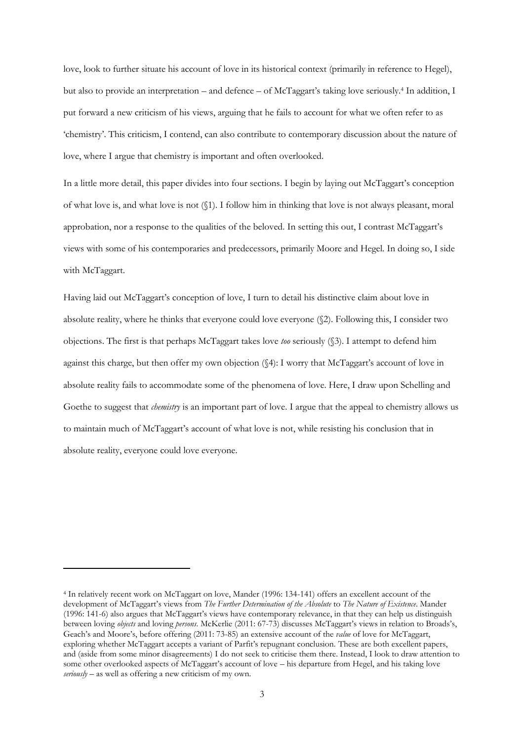love, look to further situate his account of love in its historical context (primarily in reference to Hegel), but also to provide an interpretation – and defence – of McTaggart's taking love seriously.[4] In addition, I put forward a new criticism of his views, arguing that he fails to account for what we often refer to as 'chemistry'. This criticism, I contend, can also contribute to contemporary discussion about the nature of love, where I argue that chemistry is important and often overlooked.

In a little more detail, this paper divides into four sections. I begin by laying out McTaggart's conception of what love is, and what love is not (§1). I follow him in thinking that love is not always pleasant, moral approbation, nor a response to the qualities of the beloved. In setting this out, I contrast McTaggart's views with some of his contemporaries and predecessors, primarily Moore and Hegel. In doing so, I side with McTaggart.

Having laid out McTaggart's conception of love, I turn to detail his distinctive claim about love in absolute reality, where he thinks that everyone could love everyone (§2). Following this, I consider two objections. The first is that perhaps McTaggart takes love *too* seriously (§3). I attempt to defend him against this charge, but then offer my own objection (§4): I worry that McTaggart's account of love in absolute reality fails to accommodate some of the phenomena of love. Here, I draw upon Schelling and Goethe to suggest that *chemistry* is an important part of love. I argue that the appeal to chemistry allows us to maintain much of McTaggart's account of what love is not, while resisting his conclusion that in absolute reality, everyone could love everyone.

---

[4] In relatively recent work on McTaggart on love, Mander (1996: 134-141) offers an excellent account of the development of McTaggart's views from *The Further Determination of the Absolute* to *The Nature of Existence*. Mander (1996: 141-6) also argues that McTaggart's views have contemporary relevance, in that they can help us distinguish between loving *objects* and loving *persons*. McKerlie (2011: 67-73) discusses McTaggart's views in relation to Broads's, Geach's and Moore's, before offering (2011: 73-85) an extensive account of the *value* of love for McTaggart, exploring whether McTaggart accepts a variant of Parfit's repugnant conclusion. These are both excellent papers, and (aside from some minor disagreements) I do not seek to criticise them there. Instead, I look to draw attention to some other overlooked aspects of McTaggart's account of love – his departure from Hegel, and his taking love *seriously* – as well as offering a new criticism of my own.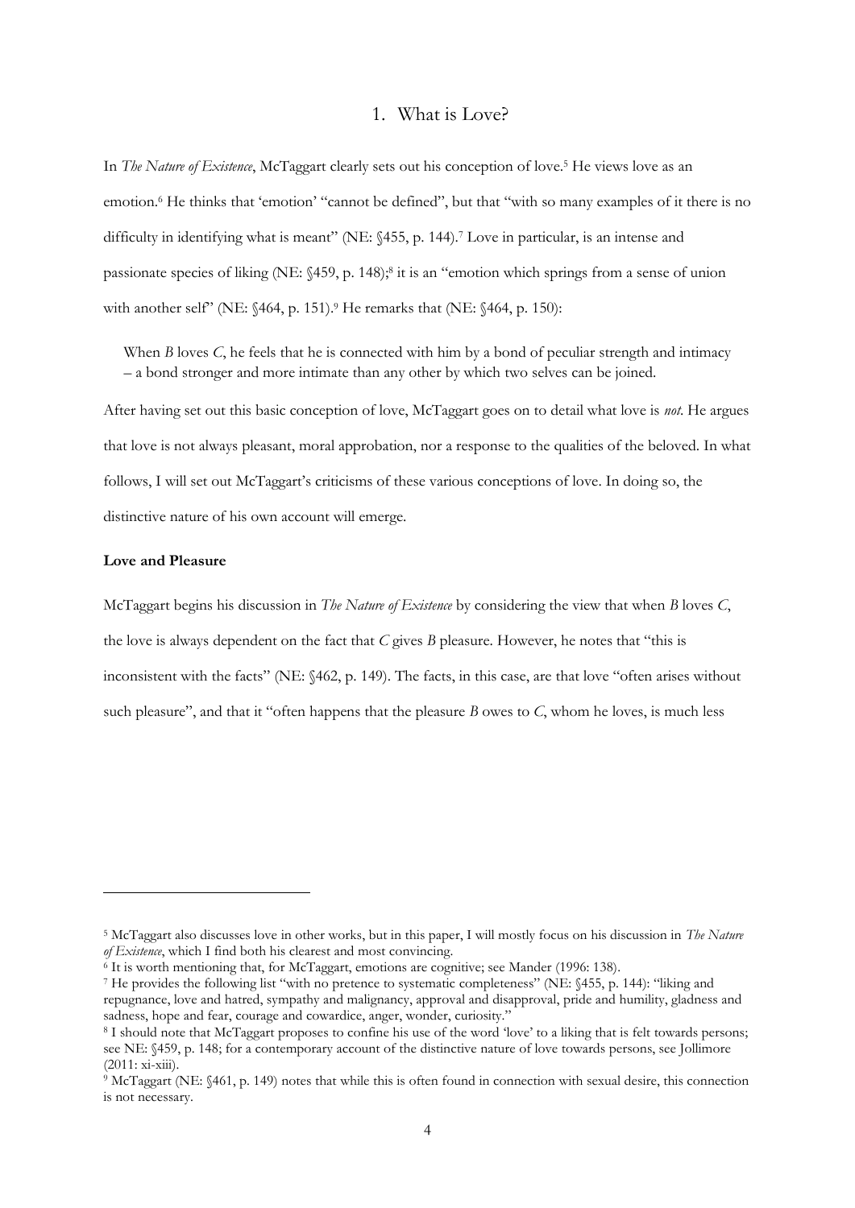## 1. What is Love?

In *The Nature of Existence*, McTaggart clearly sets out his conception of love.[5] He views love as an emotion.[6] He thinks that 'emotion' "cannot be defined", but that "with so many examples of it there is no difficulty in identifying what is meant" (NE: §455, p. 144).[7] Love in particular, is an intense and passionate species of liking (NE: §459, p. 148);[8] it is an "emotion which springs from a sense of union with another self" (NE: §464, p. 151).[9] He remarks that (NE: §464, p. 150):

> When *B* loves *C*, he feels that he is connected with him by a bond of peculiar strength and intimacy – a bond stronger and more intimate than any other by which two selves can be joined.

After having set out this basic conception of love, McTaggart goes on to detail what love is *not*. He argues that love is not always pleasant, moral approbation, nor a response to the qualities of the beloved. In what follows, I will set out McTaggart's criticisms of these various conceptions of love. In doing so, the distinctive nature of his own account will emerge.

**Love and Pleasure**

McTaggart begins his discussion in *The Nature of Existence* by considering the view that when *B* loves *C*, the love is always dependent on the fact that *C* gives *B* pleasure. However, he notes that "this is inconsistent with the facts" (NE: §462, p. 149). The facts, in this case, are that love "often arises without such pleasure", and that it "often happens that the pleasure *B* owes to *C*, whom he loves, is much less

---

[5] McTaggart also discusses love in other works, but in this paper, I will mostly focus on his discussion in *The Nature of Existence*, which I find both his clearest and most convincing.

[6] It is worth mentioning that, for McTaggart, emotions are cognitive; see Mander (1996: 138).

[7] He provides the following list "with no pretence to systematic completeness" (NE: §455, p. 144): "liking and repugnance, love and hatred, sympathy and malignancy, approval and disapproval, pride and humility, gladness and sadness, hope and fear, courage and cowardice, anger, wonder, curiosity."

[8] I should note that McTaggart proposes to confine his use of the word 'love' to a liking that is felt towards persons; see NE: §459, p. 148; for a contemporary account of the distinctive nature of love towards persons, see Jollimore (2011: xi-xiii).

[9] McTaggart (NE: §461, p. 149) notes that while this is often found in connection with sexual desire, this connection is not necessary.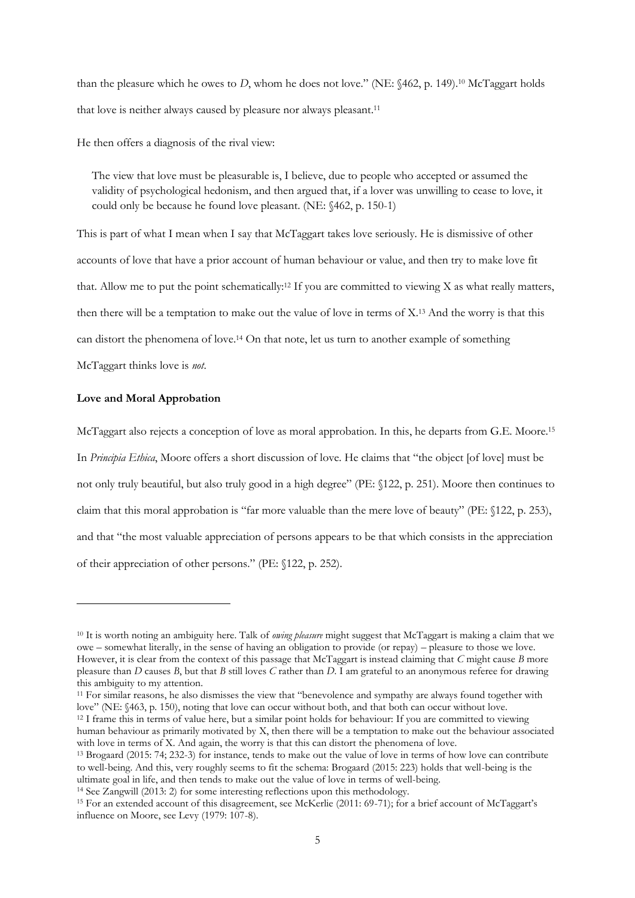than the pleasure which he owes to *D*, whom he does not love." (NE: §462, p. 149).[10] McTaggart holds that love is neither always caused by pleasure nor always pleasant.[11]

He then offers a diagnosis of the rival view:

> The view that love must be pleasurable is, I believe, due to people who accepted or assumed the validity of psychological hedonism, and then argued that, if a lover was unwilling to cease to love, it could only be because he found love pleasant. (NE: §462, p. 150-1)

This is part of what I mean when I say that McTaggart takes love seriously. He is dismissive of other accounts of love that have a prior account of human behaviour or value, and then try to make love fit that. Allow me to put the point schematically:[12] If you are committed to viewing X as what really matters, then there will be a temptation to make out the value of love in terms of X.[13] And the worry is that this can distort the phenomena of love.[14] On that note, let us turn to another example of something McTaggart thinks love is *not*.

**Love and Moral Approbation**

McTaggart also rejects a conception of love as moral approbation. In this, he departs from G.E. Moore.[15] In *Principia Ethica*, Moore offers a short discussion of love. He claims that "the object [of love] must be not only truly beautiful, but also truly good in a high degree" (PE: §122, p. 251). Moore then continues to claim that this moral approbation is "far more valuable than the mere love of beauty" (PE: §122, p. 253), and that "the most valuable appreciation of persons appears to be that which consists in the appreciation of their appreciation of other persons." (PE: §122, p. 252).

---

[10] It is worth noting an ambiguity here. Talk of *owing pleasure* might suggest that McTaggart is making a claim that we owe – somewhat literally, in the sense of having an obligation to provide (or repay) – pleasure to those we love. However, it is clear from the context of this passage that McTaggart is instead claiming that *C* might cause *B* more pleasure than *D* causes *B*, but that *B* still loves *C* rather than *D*. I am grateful to an anonymous referee for drawing this ambiguity to my attention.

[11] For similar reasons, he also dismisses the view that "benevolence and sympathy are always found together with love" (NE: §463, p. 150), noting that love can occur without both, and that both can occur without love.

[12] I frame this in terms of value here, but a similar point holds for behaviour: If you are committed to viewing human behaviour as primarily motivated by X, then there will be a temptation to make out the behaviour associated with love in terms of X. And again, the worry is that this can distort the phenomena of love.

[13] Brogaard (2015: 74; 232-3) for instance, tends to make out the value of love in terms of how love can contribute to well-being. And this, very roughly seems to fit the schema: Brogaard (2015: 223) holds that well-being is the ultimate goal in life, and then tends to make out the value of love in terms of well-being.

[14] See Zangwill (2013: 2) for some interesting reflections upon this methodology.

[15] For an extended account of this disagreement, see McKerlie (2011: 69-71); for a brief account of McTaggart's influence on Moore, see Levy (1979: 107-8).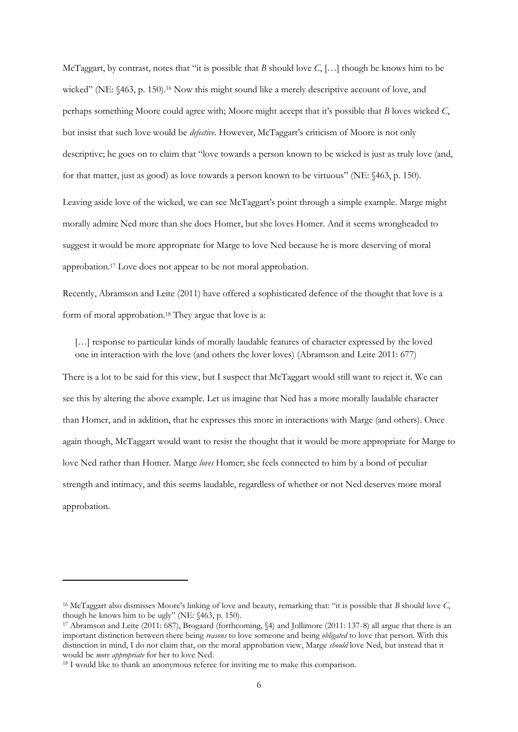McTaggart, by contrast, notes that "it is possible that *B* should love *C*, […] though he knows him to be wicked" (NE: §463, p. 150).[16] Now this might sound like a merely descriptive account of love, and perhaps something Moore could agree with; Moore might accept that it's possible that *B* loves wicked *C*, but insist that such love would be *defective*. However, McTaggart's criticism of Moore is not only descriptive; he goes on to claim that "love towards a person known to be wicked is just as truly love (and, for that matter, just as good) as love towards a person known to be virtuous" (NE: §463, p. 150).

Leaving aside love of the wicked, we can see McTaggart's point through a simple example. Marge might morally admire Ned more than she does Homer, but she loves Homer. And it seems wrongheaded to suggest it would be more appropriate for Marge to love Ned because he is more deserving of moral approbation.[17] Love does not appear to be not moral approbation.

Recently, Abramson and Leite (2011) have offered a sophisticated defence of the thought that love is a form of moral approbation.[18] They argue that love is a:

> […] response to particular kinds of morally laudable features of character expressed by the loved one in interaction with the love (and others the lover loves) (Abramson and Leite 2011: 677)

There is a lot to be said for this view, but I suspect that McTaggart would still want to reject it. We can see this by altering the above example. Let us imagine that Ned has a more morally laudable character than Homer, and in addition, that he expresses this more in interactions with Marge (and others). Once again though, McTaggart would want to resist the thought that it would be more appropriate for Marge to love Ned rather than Homer. Marge *loves* Homer; she feels connected to him by a bond of peculiar strength and intimacy, and this seems laudable, regardless of whether or not Ned deserves more moral approbation.

---

[16] McTaggart also dismisses Moore's linking of love and beauty, remarking that: "it is possible that *B* should love *C*, though he knows him to be ugly" (NE: §463, p. 150).

[17] Abramson and Leite (2011: 687), Brogaard (forthcoming, §4) and Jollimore (2011: 137-8) all argue that there is an important distinction between there being *reasons* to love someone and being *obligated* to love that person. With this distinction in mind, I do not claim that, on the moral approbation view, Marge *should* love Ned, but instead that it would be *more appropriate* for her to love Ned.

[18] I would like to thank an anonymous referee for inviting me to make this comparison.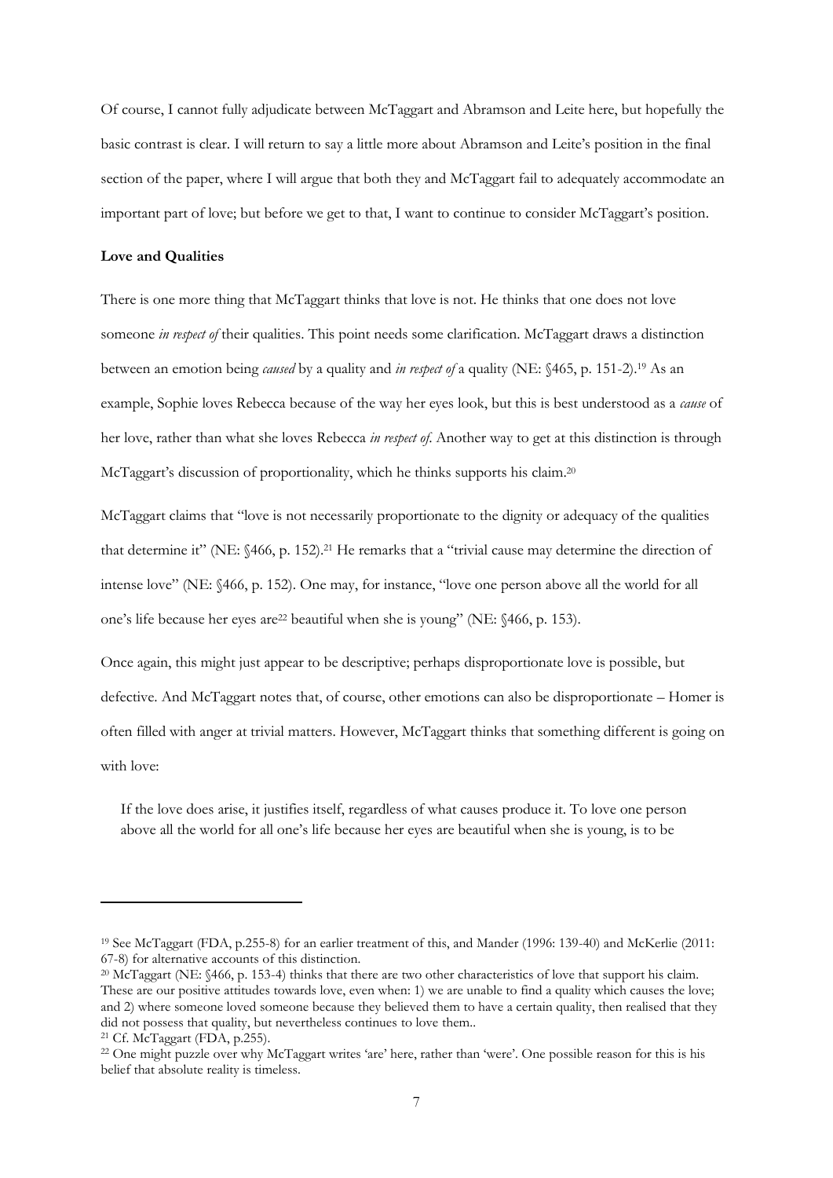Of course, I cannot fully adjudicate between McTaggart and Abramson and Leite here, but hopefully the basic contrast is clear. I will return to say a little more about Abramson and Leite's position in the final section of the paper, where I will argue that both they and McTaggart fail to adequately accommodate an important part of love; but before we get to that, I want to continue to consider McTaggart's position.

**Love and Qualities**

There is one more thing that McTaggart thinks that love is not. He thinks that one does not love someone *in respect of* their qualities. This point needs some clarification. McTaggart draws a distinction between an emotion being *caused* by a quality and *in respect of* a quality (NE: §465, p. 151-2).[19] As an example, Sophie loves Rebecca because of the way her eyes look, but this is best understood as a *cause* of her love, rather than what she loves Rebecca *in respect of*. Another way to get at this distinction is through McTaggart's discussion of proportionality, which he thinks supports his claim.[20]

McTaggart claims that "love is not necessarily proportionate to the dignity or adequacy of the qualities that determine it" (NE: §466, p. 152).[21] He remarks that a "trivial cause may determine the direction of intense love" (NE: §466, p. 152). One may, for instance, "love one person above all the world for all one's life because her eyes are[22] beautiful when she is young" (NE: §466, p. 153).

Once again, this might just appear to be descriptive; perhaps disproportionate love is possible, but defective. And McTaggart notes that, of course, other emotions can also be disproportionate – Homer is often filled with anger at trivial matters. However, McTaggart thinks that something different is going on with love:

> If the love does arise, it justifies itself, regardless of what causes produce it. To love one person above all the world for all one's life because her eyes are beautiful when she is young, is to be

---

[19] See McTaggart (FDA, p.255-8) for an earlier treatment of this, and Mander (1996: 139-40) and McKerlie (2011: 67-8) for alternative accounts of this distinction.

[20] McTaggart (NE: §466, p. 153-4) thinks that there are two other characteristics of love that support his claim. These are our positive attitudes towards love, even when: 1) we are unable to find a quality which causes the love; and 2) where someone loved someone because they believed them to have a certain quality, then realised that they did not possess that quality, but nevertheless continues to love them..

[21] Cf. McTaggart (FDA, p.255).

[22] One might puzzle over why McTaggart writes 'are' here, rather than 'were'. One possible reason for this is his belief that absolute reality is timeless.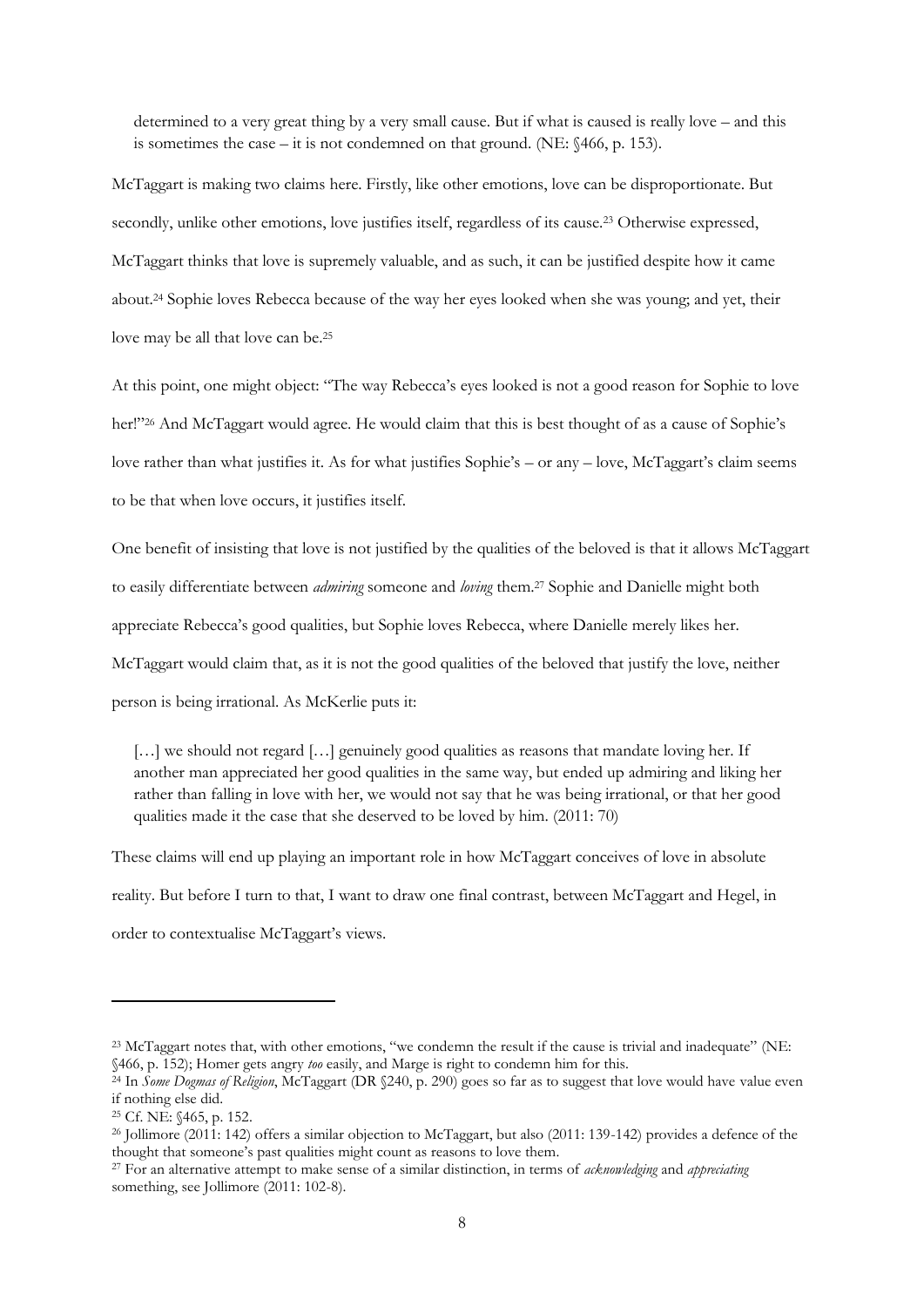determined to a very great thing by a very small cause. But if what is caused is really love – and this is sometimes the case – it is not condemned on that ground. (NE: §466, p. 153).

McTaggart is making two claims here. Firstly, like other emotions, love can be disproportionate. But secondly, unlike other emotions, love justifies itself, regardless of its cause.[23] Otherwise expressed, McTaggart thinks that love is supremely valuable, and as such, it can be justified despite how it came about.[24] Sophie loves Rebecca because of the way her eyes looked when she was young; and yet, their love may be all that love can be.[25]

At this point, one might object: "The way Rebecca's eyes looked is not a good reason for Sophie to love her!"[26] And McTaggart would agree. He would claim that this is best thought of as a cause of Sophie's love rather than what justifies it. As for what justifies Sophie's – or any – love, McTaggart's claim seems to be that when love occurs, it justifies itself.

One benefit of insisting that love is not justified by the qualities of the beloved is that it allows McTaggart to easily differentiate between *admiring* someone and *loving* them.[27] Sophie and Danielle might both appreciate Rebecca's good qualities, but Sophie loves Rebecca, where Danielle merely likes her. McTaggart would claim that, as it is not the good qualities of the beloved that justify the love, neither person is being irrational. As McKerlie puts it:

> […] we should not regard […] genuinely good qualities as reasons that mandate loving her. If another man appreciated her good qualities in the same way, but ended up admiring and liking her rather than falling in love with her, we would not say that he was being irrational, or that her good qualities made it the case that she deserved to be loved by him. (2011: 70)

These claims will end up playing an important role in how McTaggart conceives of love in absolute reality. But before I turn to that, I want to draw one final contrast, between McTaggart and Hegel, in order to contextualise McTaggart's views.

---

[23] McTaggart notes that, with other emotions, "we condemn the result if the cause is trivial and inadequate" (NE: §466, p. 152); Homer gets angry *too* easily, and Marge is right to condemn him for this.

[24] In *Some Dogmas of Religion*, McTaggart (DR §240, p. 290) goes so far as to suggest that love would have value even if nothing else did.

[25] Cf. NE: §465, p. 152.

[26] Jollimore (2011: 142) offers a similar objection to McTaggart, but also (2011: 139-142) provides a defence of the thought that someone's past qualities might count as reasons to love them.

[27] For an alternative attempt to make sense of a similar distinction, in terms of *acknowledging* and *appreciating* something, see Jollimore (2011: 102-8).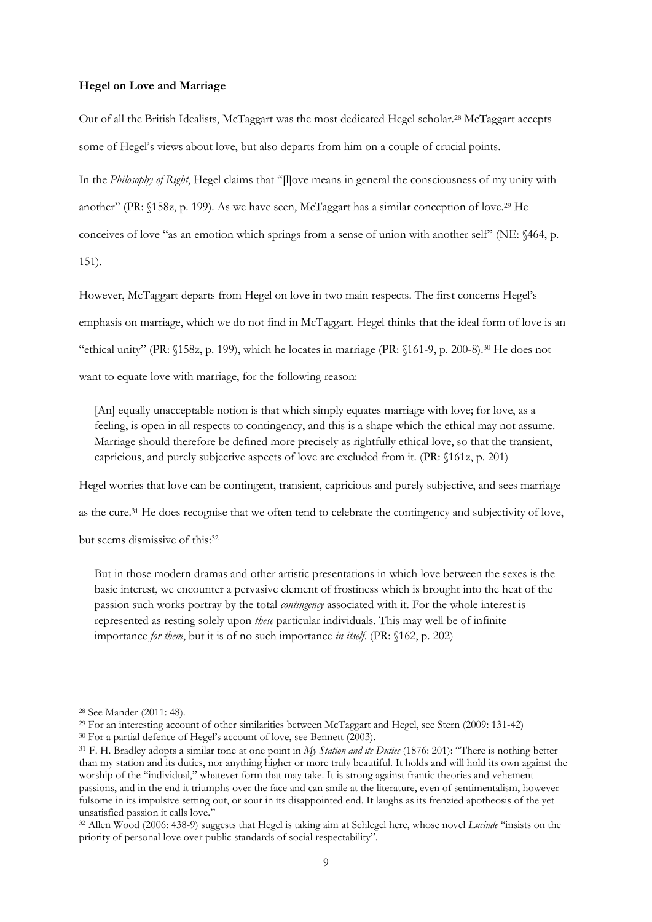**Hegel on Love and Marriage**

Out of all the British Idealists, McTaggart was the most dedicated Hegel scholar.[28] McTaggart accepts some of Hegel's views about love, but also departs from him on a couple of crucial points.

In the *Philosophy of Right*, Hegel claims that "[l]ove means in general the consciousness of my unity with another" (PR: §158z, p. 199). As we have seen, McTaggart has a similar conception of love.[29] He conceives of love "as an emotion which springs from a sense of union with another self" (NE: §464, p. 151).

However, McTaggart departs from Hegel on love in two main respects. The first concerns Hegel's emphasis on marriage, which we do not find in McTaggart. Hegel thinks that the ideal form of love is an "ethical unity" (PR: §158z, p. 199), which he locates in marriage (PR: §161-9, p. 200-8).[30] He does not want to equate love with marriage, for the following reason:

> [An] equally unacceptable notion is that which simply equates marriage with love; for love, as a feeling, is open in all respects to contingency, and this is a shape which the ethical may not assume. Marriage should therefore be defined more precisely as rightfully ethical love, so that the transient, capricious, and purely subjective aspects of love are excluded from it. (PR: §161z, p. 201)

Hegel worries that love can be contingent, transient, capricious and purely subjective, and sees marriage as the cure.[31] He does recognise that we often tend to celebrate the contingency and subjectivity of love, but seems dismissive of this:[32]

> But in those modern dramas and other artistic presentations in which love between the sexes is the basic interest, we encounter a pervasive element of frostiness which is brought into the heat of the passion such works portray by the total *contingency* associated with it. For the whole interest is represented as resting solely upon *these* particular individuals. This may well be of infinite importance *for them*, but it is of no such importance *in itself*. (PR: §162, p. 202)

---

[28] See Mander (2011: 48).

[29] For an interesting account of other similarities between McTaggart and Hegel, see Stern (2009: 131-42)

[30] For a partial defence of Hegel's account of love, see Bennett (2003).

[31] F. H. Bradley adopts a similar tone at one point in *My Station and its Duties* (1876: 201): "There is nothing better than my station and its duties, nor anything higher or more truly beautiful. It holds and will hold its own against the worship of the "individual," whatever form that may take. It is strong against frantic theories and vehement passions, and in the end it triumphs over the face and can smile at the literature, even of sentimentalism, however fulsome in its impulsive setting out, or sour in its disappointed end. It laughs as its frenzied apotheosis of the yet unsatisfied passion it calls love."

[32] Allen Wood (2006: 438-9) suggests that Hegel is taking aim at Schlegel here, whose novel *Lucinde* "insists on the priority of personal love over public standards of social respectability".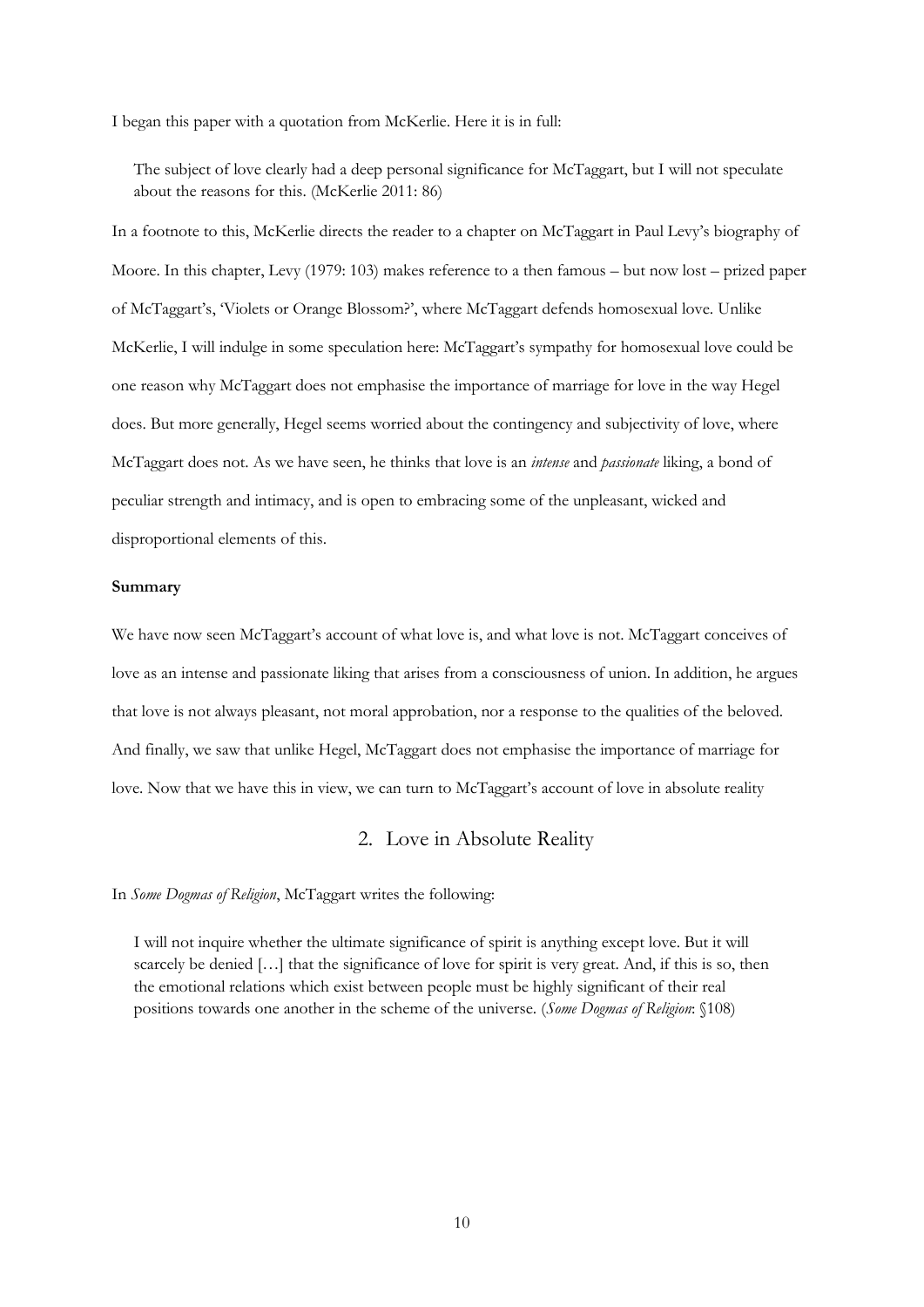I began this paper with a quotation from McKerlie. Here it is in full:

> The subject of love clearly had a deep personal significance for McTaggart, but I will not speculate about the reasons for this. (McKerlie 2011: 86)

In a footnote to this, McKerlie directs the reader to a chapter on McTaggart in Paul Levy's biography of Moore. In this chapter, Levy (1979: 103) makes reference to a then famous – but now lost – prized paper of McTaggart's, 'Violets or Orange Blossom?', where McTaggart defends homosexual love. Unlike McKerlie, I will indulge in some speculation here: McTaggart's sympathy for homosexual love could be one reason why McTaggart does not emphasise the importance of marriage for love in the way Hegel does. But more generally, Hegel seems worried about the contingency and subjectivity of love, where McTaggart does not. As we have seen, he thinks that love is an *intense* and *passionate* liking, a bond of peculiar strength and intimacy, and is open to embracing some of the unpleasant, wicked and disproportional elements of this.

**Summary**

We have now seen McTaggart's account of what love is, and what love is not. McTaggart conceives of love as an intense and passionate liking that arises from a consciousness of union. In addition, he argues that love is not always pleasant, not moral approbation, nor a response to the qualities of the beloved. And finally, we saw that unlike Hegel, McTaggart does not emphasise the importance of marriage for love. Now that we have this in view, we can turn to McTaggart's account of love in absolute reality

## 2. Love in Absolute Reality

In *Some Dogmas of Religion*, McTaggart writes the following:

> I will not inquire whether the ultimate significance of spirit is anything except love. But it will scarcely be denied […] that the significance of love for spirit is very great. And, if this is so, then the emotional relations which exist between people must be highly significant of their real positions towards one another in the scheme of the universe. (*Some Dogmas of Religion*: §108)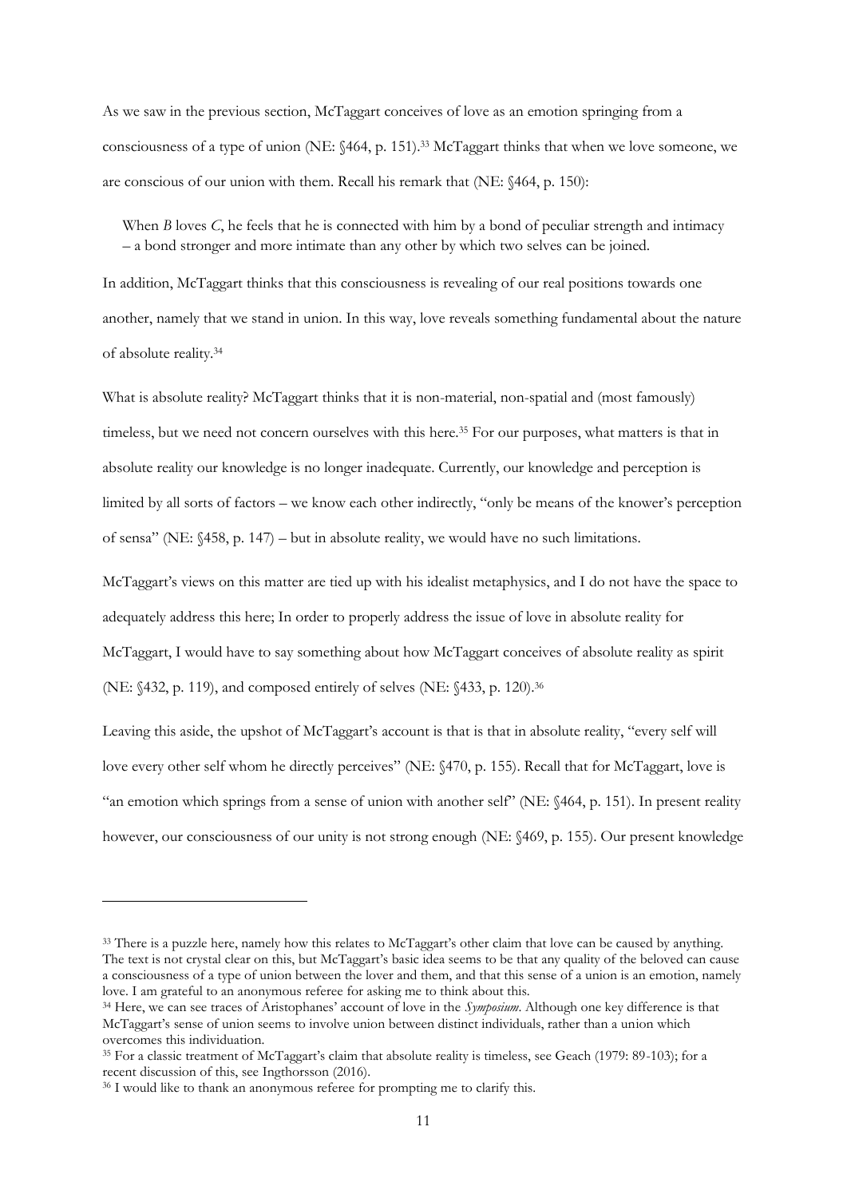As we saw in the previous section, McTaggart conceives of love as an emotion springing from a consciousness of a type of union (NE: §464, p. 151).[33] McTaggart thinks that when we love someone, we are conscious of our union with them. Recall his remark that (NE: §464, p. 150):

> When *B* loves *C*, he feels that he is connected with him by a bond of peculiar strength and intimacy – a bond stronger and more intimate than any other by which two selves can be joined.

In addition, McTaggart thinks that this consciousness is revealing of our real positions towards one another, namely that we stand in union. In this way, love reveals something fundamental about the nature of absolute reality.[34]

What is absolute reality? McTaggart thinks that it is non-material, non-spatial and (most famously) timeless, but we need not concern ourselves with this here.[35] For our purposes, what matters is that in absolute reality our knowledge is no longer inadequate. Currently, our knowledge and perception is limited by all sorts of factors – we know each other indirectly, "only be means of the knower's perception of sensa" (NE: §458, p. 147) – but in absolute reality, we would have no such limitations.

McTaggart's views on this matter are tied up with his idealist metaphysics, and I do not have the space to adequately address this here; In order to properly address the issue of love in absolute reality for McTaggart, I would have to say something about how McTaggart conceives of absolute reality as spirit (NE: §432, p. 119), and composed entirely of selves (NE: §433, p. 120).[36]

Leaving this aside, the upshot of McTaggart's account is that is that in absolute reality, "every self will love every other self whom he directly perceives" (NE: §470, p. 155). Recall that for McTaggart, love is "an emotion which springs from a sense of union with another self" (NE: §464, p. 151). In present reality however, our consciousness of our unity is not strong enough (NE: §469, p. 155). Our present knowledge

---

[33] There is a puzzle here, namely how this relates to McTaggart's other claim that love can be caused by anything. The text is not crystal clear on this, but McTaggart's basic idea seems to be that any quality of the beloved can cause a consciousness of a type of union between the lover and them, and that this sense of a union is an emotion, namely love. I am grateful to an anonymous referee for asking me to think about this.

[34] Here, we can see traces of Aristophanes' account of love in the *Symposium*. Although one key difference is that McTaggart's sense of union seems to involve union between distinct individuals, rather than a union which overcomes this individuation.

[35] For a classic treatment of McTaggart's claim that absolute reality is timeless, see Geach (1979: 89-103); for a recent discussion of this, see Ingthorsson (2016).

[36] I would like to thank an anonymous referee for prompting me to clarify this.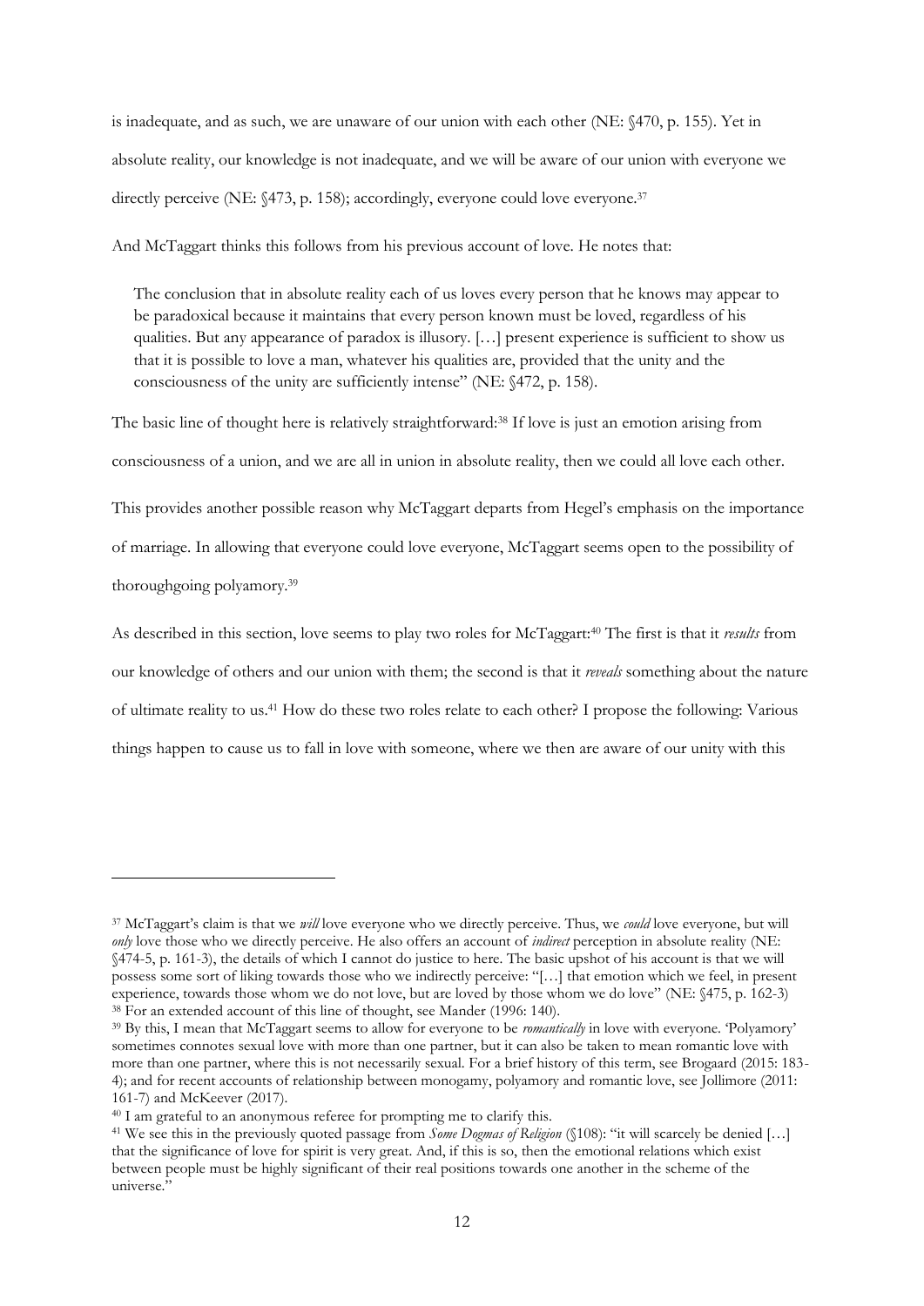is inadequate, and as such, we are unaware of our union with each other (NE: §470, p. 155). Yet in absolute reality, our knowledge is not inadequate, and we will be aware of our union with everyone we directly perceive (NE: §473, p. 158); accordingly, everyone could love everyone.[37]

And McTaggart thinks this follows from his previous account of love. He notes that:

> The conclusion that in absolute reality each of us loves every person that he knows may appear to be paradoxical because it maintains that every person known must be loved, regardless of his qualities. But any appearance of paradox is illusory. […] present experience is sufficient to show us that it is possible to love a man, whatever his qualities are, provided that the unity and the consciousness of the unity are sufficiently intense" (NE: §472, p. 158).

The basic line of thought here is relatively straightforward:[38] If love is just an emotion arising from consciousness of a union, and we are all in union in absolute reality, then we could all love each other.

This provides another possible reason why McTaggart departs from Hegel's emphasis on the importance of marriage. In allowing that everyone could love everyone, McTaggart seems open to the possibility of thoroughgoing polyamory.[39]

As described in this section, love seems to play two roles for McTaggart:[40] The first is that it *results* from our knowledge of others and our union with them; the second is that it *reveals* something about the nature of ultimate reality to us.[41] How do these two roles relate to each other? I propose the following: Various things happen to cause us to fall in love with someone, where we then are aware of our unity with this

---

[37] McTaggart's claim is that we *will* love everyone who we directly perceive. Thus, we *could* love everyone, but will *only* love those who we directly perceive. He also offers an account of *indirect* perception in absolute reality (NE: §474-5, p. 161-3), the details of which I cannot do justice to here. The basic upshot of his account is that we will possess some sort of liking towards those who we indirectly perceive: "[…] that emotion which we feel, in present experience, towards those whom we do not love, but are loved by those whom we do love" (NE: §475, p. 162-3)

[38] For an extended account of this line of thought, see Mander (1996: 140).

[39] By this, I mean that McTaggart seems to allow for everyone to be *romantically* in love with everyone. 'Polyamory' sometimes connotes sexual love with more than one partner, but it can also be taken to mean romantic love with more than one partner, where this is not necessarily sexual. For a brief history of this term, see Brogaard (2015: 183-4); and for recent accounts of relationship between monogamy, polyamory and romantic love, see Jollimore (2011: 161-7) and McKeever (2017).

[40] I am grateful to an anonymous referee for prompting me to clarify this.

[41] We see this in the previously quoted passage from *Some Dogmas of Religion* (§108): "it will scarcely be denied […] that the significance of love for spirit is very great. And, if this is so, then the emotional relations which exist between people must be highly significant of their real positions towards one another in the scheme of the universe."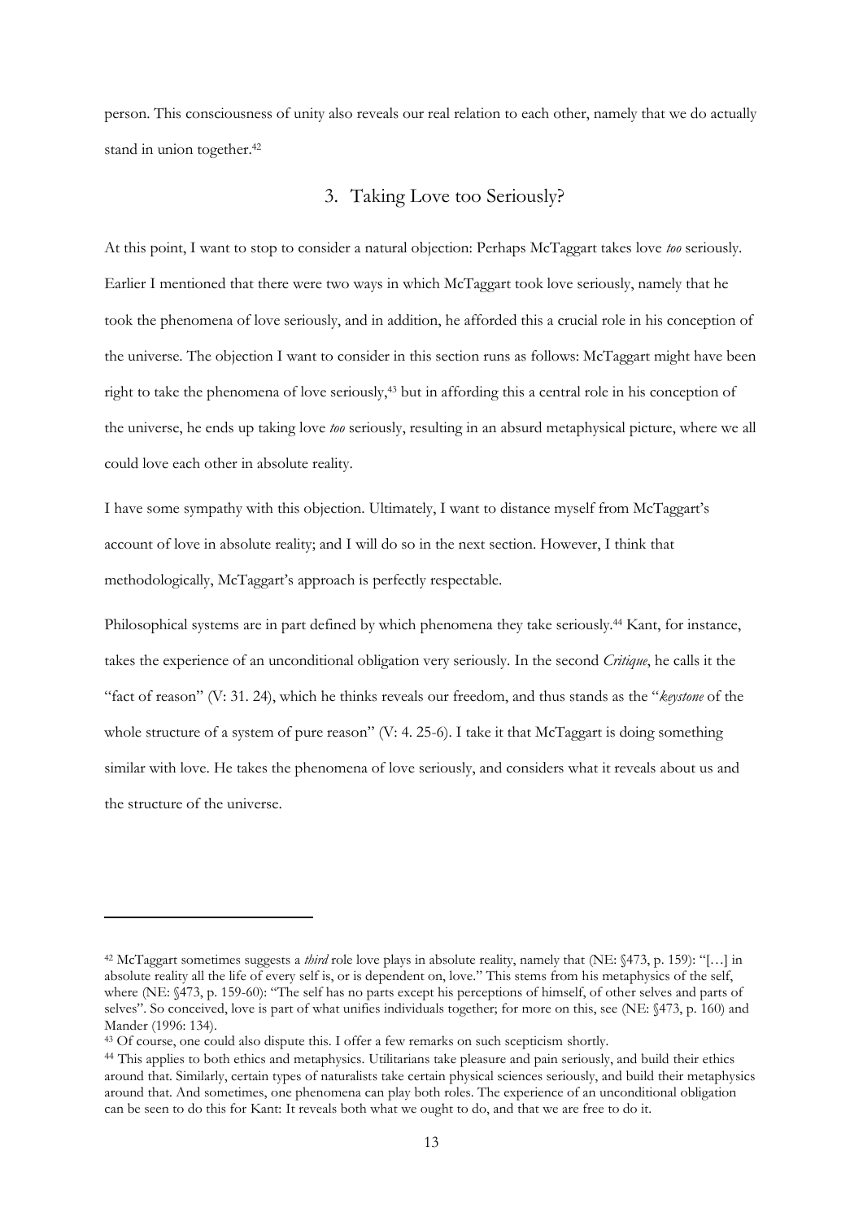person. This consciousness of unity also reveals our real relation to each other, namely that we do actually stand in union together.[42]

## 3. Taking Love too Seriously?

At this point, I want to stop to consider a natural objection: Perhaps McTaggart takes love *too* seriously. Earlier I mentioned that there were two ways in which McTaggart took love seriously, namely that he took the phenomena of love seriously, and in addition, he afforded this a crucial role in his conception of the universe. The objection I want to consider in this section runs as follows: McTaggart might have been right to take the phenomena of love seriously,[43] but in affording this a central role in his conception of the universe, he ends up taking love *too* seriously, resulting in an absurd metaphysical picture, where we all could love each other in absolute reality.

I have some sympathy with this objection. Ultimately, I want to distance myself from McTaggart's account of love in absolute reality; and I will do so in the next section. However, I think that methodologically, McTaggart's approach is perfectly respectable.

Philosophical systems are in part defined by which phenomena they take seriously.[44] Kant, for instance, takes the experience of an unconditional obligation very seriously. In the second *Critique*, he calls it the "fact of reason" (V: 31. 24), which he thinks reveals our freedom, and thus stands as the "*keystone* of the whole structure of a system of pure reason" (V: 4. 25-6). I take it that McTaggart is doing something similar with love. He takes the phenomena of love seriously, and considers what it reveals about us and the structure of the universe.

---

[42] McTaggart sometimes suggests a *third* role love plays in absolute reality, namely that (NE: §473, p. 159): "[…] in absolute reality all the life of every self is, or is dependent on, love." This stems from his metaphysics of the self, where (NE: §473, p. 159-60): "The self has no parts except his perceptions of himself, of other selves and parts of selves". So conceived, love is part of what unifies individuals together; for more on this, see (NE: §473, p. 160) and Mander (1996: 134).

[43] Of course, one could also dispute this. I offer a few remarks on such scepticism shortly.

[44] This applies to both ethics and metaphysics. Utilitarians take pleasure and pain seriously, and build their ethics around that. Similarly, certain types of naturalists take certain physical sciences seriously, and build their metaphysics around that. And sometimes, one phenomena can play both roles. The experience of an unconditional obligation can be seen to do this for Kant: It reveals both what we ought to do, and that we are free to do it.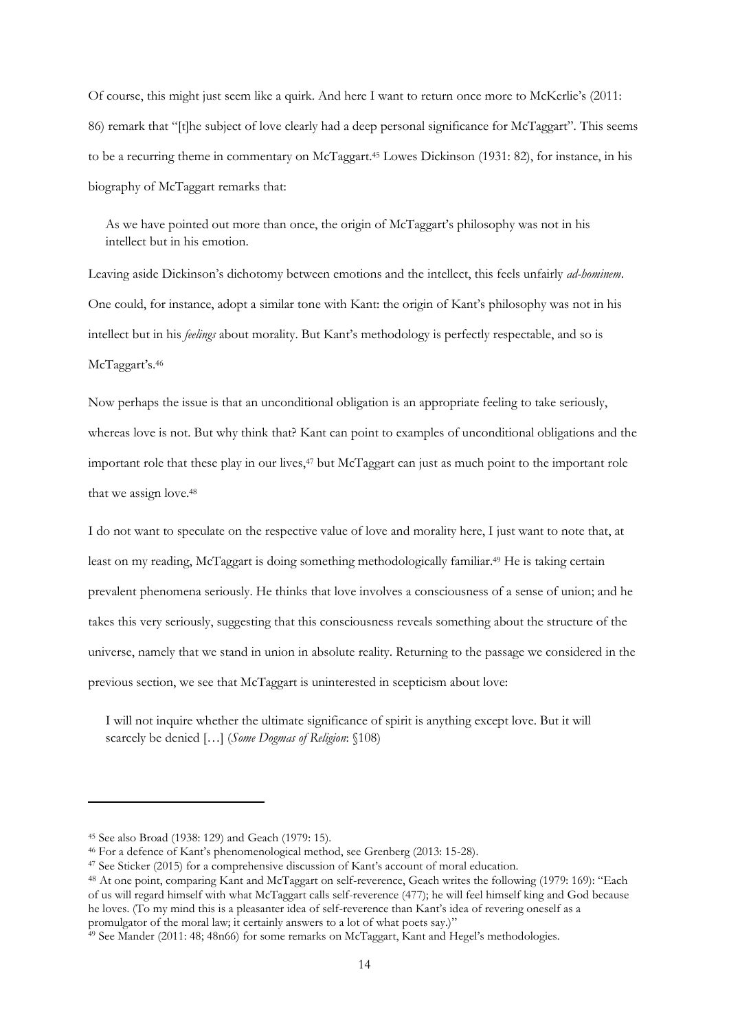Of course, this might just seem like a quirk. And here I want to return once more to McKerlie's (2011: 86) remark that "[t]he subject of love clearly had a deep personal significance for McTaggart". This seems to be a recurring theme in commentary on McTaggart.[45] Lowes Dickinson (1931: 82), for instance, in his biography of McTaggart remarks that:

> As we have pointed out more than once, the origin of McTaggart's philosophy was not in his intellect but in his emotion.

Leaving aside Dickinson's dichotomy between emotions and the intellect, this feels unfairly *ad-hominem*. One could, for instance, adopt a similar tone with Kant: the origin of Kant's philosophy was not in his intellect but in his *feelings* about morality. But Kant's methodology is perfectly respectable, and so is McTaggart's.[46]

Now perhaps the issue is that an unconditional obligation is an appropriate feeling to take seriously, whereas love is not. But why think that? Kant can point to examples of unconditional obligations and the important role that these play in our lives,[47] but McTaggart can just as much point to the important role that we assign love.[48]

I do not want to speculate on the respective value of love and morality here, I just want to note that, at least on my reading, McTaggart is doing something methodologically familiar.[49] He is taking certain prevalent phenomena seriously. He thinks that love involves a consciousness of a sense of union; and he takes this very seriously, suggesting that this consciousness reveals something about the structure of the universe, namely that we stand in union in absolute reality. Returning to the passage we considered in the previous section, we see that McTaggart is uninterested in scepticism about love:

> I will not inquire whether the ultimate significance of spirit is anything except love. But it will scarcely be denied […] (*Some Dogmas of Religion*: §108)

---

[45] See also Broad (1938: 129) and Geach (1979: 15).

[46] For a defence of Kant's phenomenological method, see Grenberg (2013: 15-28).

[47] See Sticker (2015) for a comprehensive discussion of Kant's account of moral education.

[48] At one point, comparing Kant and McTaggart on self-reverence, Geach writes the following (1979: 169): "Each of us will regard himself with what McTaggart calls self-reverence (477); he will feel himself king and God because he loves. (To my mind this is a pleasanter idea of self-reverence than Kant's idea of revering oneself as a promulgator of the moral law; it certainly answers to a lot of what poets say.)"

[49] See Mander (2011: 48; 48n66) for some remarks on McTaggart, Kant and Hegel's methodologies.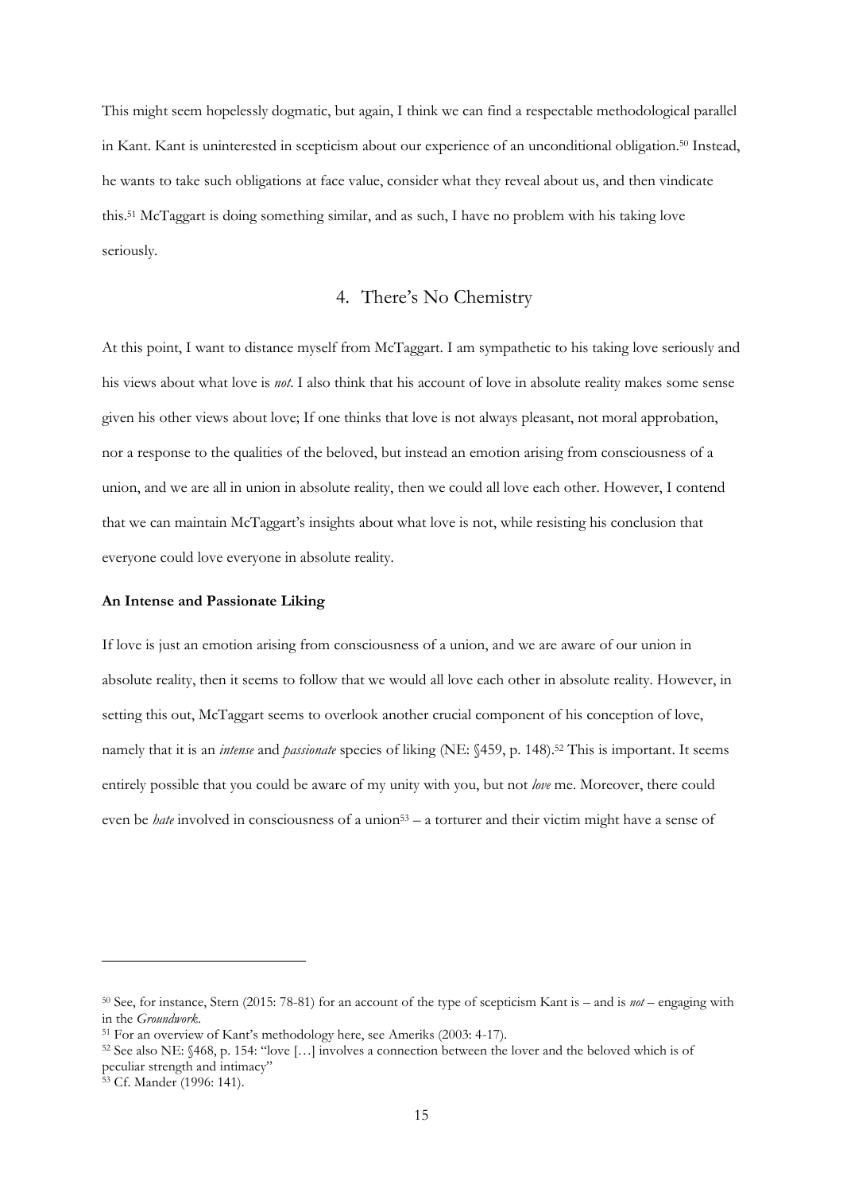This might seem hopelessly dogmatic, but again, I think we can find a respectable methodological parallel in Kant. Kant is uninterested in scepticism about our experience of an unconditional obligation.[50] Instead, he wants to take such obligations at face value, consider what they reveal about us, and then vindicate this.[51] McTaggart is doing something similar, and as such, I have no problem with his taking love seriously.

## 4. There's No Chemistry

At this point, I want to distance myself from McTaggart. I am sympathetic to his taking love seriously and his views about what love is *not*. I also think that his account of love in absolute reality makes some sense given his other views about love; If one thinks that love is not always pleasant, not moral approbation, nor a response to the qualities of the beloved, but instead an emotion arising from consciousness of a union, and we are all in union in absolute reality, then we could all love each other. However, I contend that we can maintain McTaggart's insights about what love is not, while resisting his conclusion that everyone could love everyone in absolute reality.

### An Intense and Passionate Liking

If love is just an emotion arising from consciousness of a union, and we are aware of our union in absolute reality, then it seems to follow that we would all love each other in absolute reality. However, in setting this out, McTaggart seems to overlook another crucial component of his conception of love, namely that it is an *intense* and *passionate* species of liking (NE: §459, p. 148).[52] This is important. It seems entirely possible that you could be aware of my unity with you, but not *love* me. Moreover, there could even be *hate* involved in consciousness of a union[53] – a torturer and their victim might have a sense of

---

[50] See, for instance, Stern (2015: 78-81) for an account of the type of scepticism Kant is – and is *not* – engaging with in the *Groundwork*.

[51] For an overview of Kant's methodology here, see Ameriks (2003: 4-17).

[52] See also NE: §468, p. 154: "love […] involves a connection between the lover and the beloved which is of peculiar strength and intimacy"

[53] Cf. Mander (1996: 141).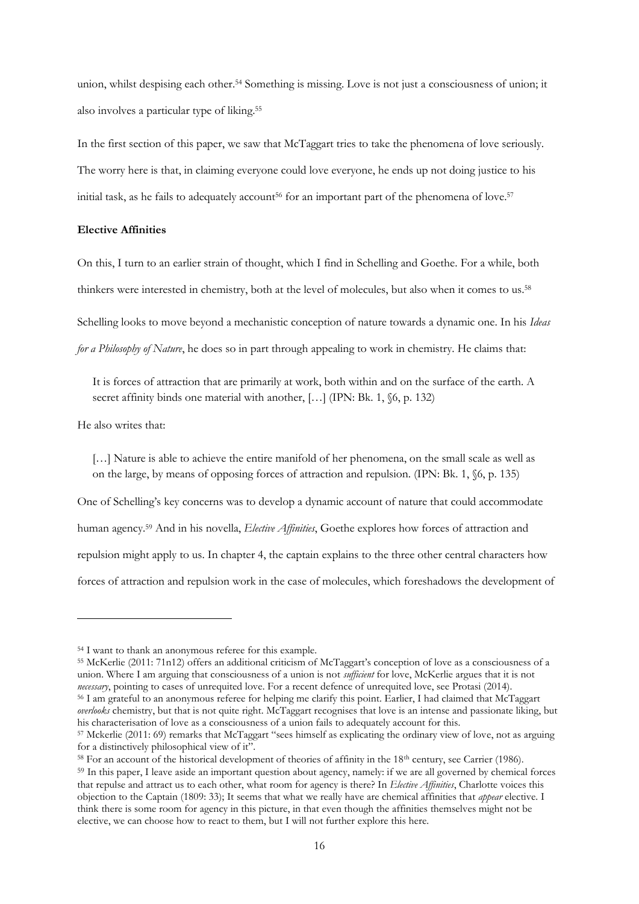union, whilst despising each other.[54] Something is missing. Love is not just a consciousness of union; it also involves a particular type of liking.[55]

In the first section of this paper, we saw that McTaggart tries to take the phenomena of love seriously. The worry here is that, in claiming everyone could love everyone, he ends up not doing justice to his initial task, as he fails to adequately account[56] for an important part of the phenomena of love.[57]

**Elective Affinities**

On this, I turn to an earlier strain of thought, which I find in Schelling and Goethe. For a while, both thinkers were interested in chemistry, both at the level of molecules, but also when it comes to us.[58]

Schelling looks to move beyond a mechanistic conception of nature towards a dynamic one. In his *Ideas for a Philosophy of Nature*, he does so in part through appealing to work in chemistry. He claims that:

> It is forces of attraction that are primarily at work, both within and on the surface of the earth. A secret affinity binds one material with another, […] (IPN: Bk. 1, §6, p. 132)

He also writes that:

> […] Nature is able to achieve the entire manifold of her phenomena, on the small scale as well as on the large, by means of opposing forces of attraction and repulsion. (IPN: Bk. 1, §6, p. 135)

One of Schelling's key concerns was to develop a dynamic account of nature that could accommodate human agency.[59] And in his novella, *Elective Affinities*, Goethe explores how forces of attraction and repulsion might apply to us. In chapter 4, the captain explains to the three other central characters how forces of attraction and repulsion work in the case of molecules, which foreshadows the development of

---

[54] I want to thank an anonymous referee for this example.

[55] McKerlie (2011: 71n12) offers an additional criticism of McTaggart's conception of love as a consciousness of a union. Where I am arguing that consciousness of a union is not *sufficient* for love, McKerlie argues that it is not *necessary*, pointing to cases of unrequited love. For a recent defence of unrequited love, see Protasi (2014).

[56] I am grateful to an anonymous referee for helping me clarify this point. Earlier, I had claimed that McTaggart *overlooks* chemistry, but that is not quite right. McTaggart recognises that love is an intense and passionate liking, but his characterisation of love as a consciousness of a union fails to adequately account for this.

[57] Mckerlie (2011: 69) remarks that McTaggart "sees himself as explicating the ordinary view of love, not as arguing for a distinctively philosophical view of it".

[58] For an account of the historical development of theories of affinity in the 18th century, see Carrier (1986).

[59] In this paper, I leave aside an important question about agency, namely: if we are all governed by chemical forces that repulse and attract us to each other, what room for agency is there? In *Elective Affinities*, Charlotte voices this objection to the Captain (1809: 33); It seems that what we really have are chemical affinities that *appear* elective. I think there is some room for agency in this picture, in that even though the affinities themselves might not be elective, we can choose how to react to them, but I will not further explore this here.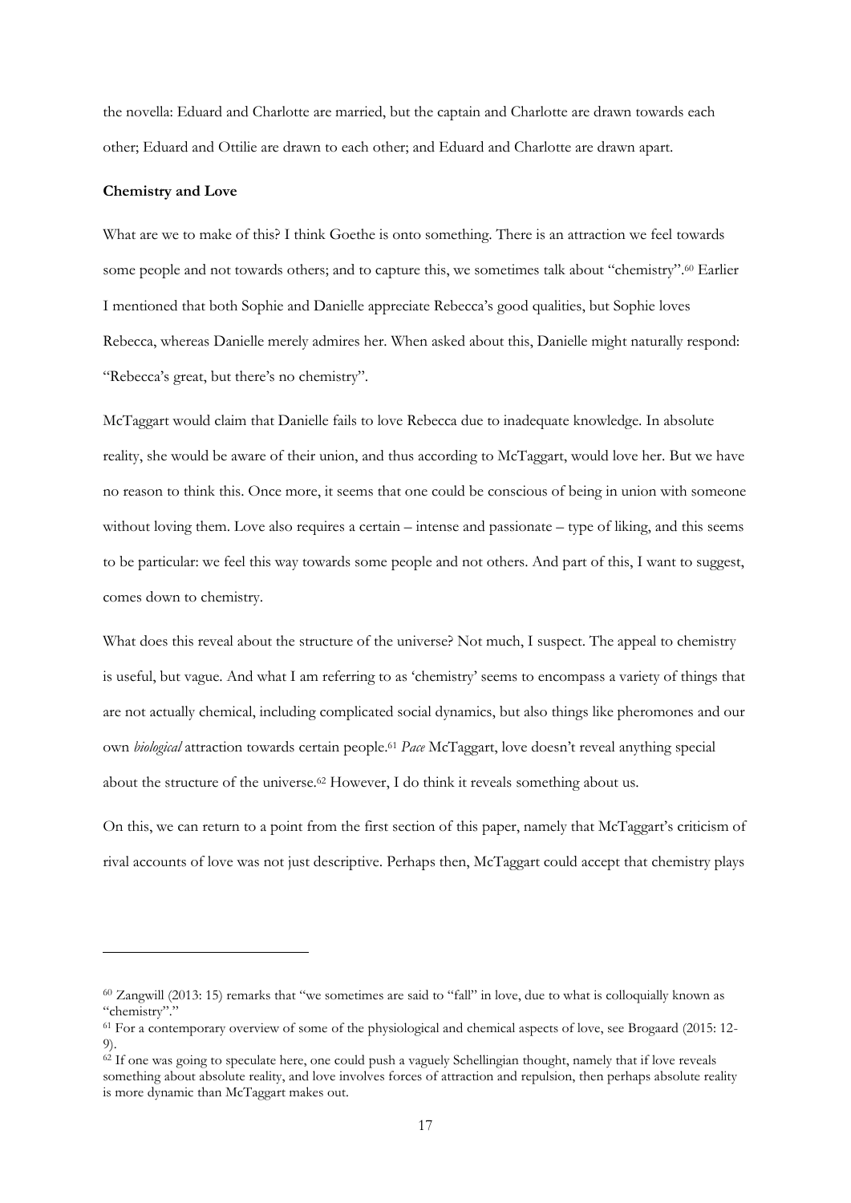the novella: Eduard and Charlotte are married, but the captain and Charlotte are drawn towards each other; Eduard and Ottilie are drawn to each other; and Eduard and Charlotte are drawn apart.

**Chemistry and Love**

What are we to make of this? I think Goethe is onto something. There is an attraction we feel towards some people and not towards others; and to capture this, we sometimes talk about "chemistry".[60] Earlier I mentioned that both Sophie and Danielle appreciate Rebecca's good qualities, but Sophie loves Rebecca, whereas Danielle merely admires her. When asked about this, Danielle might naturally respond: "Rebecca's great, but there's no chemistry".

McTaggart would claim that Danielle fails to love Rebecca due to inadequate knowledge. In absolute reality, she would be aware of their union, and thus according to McTaggart, would love her. But we have no reason to think this. Once more, it seems that one could be conscious of being in union with someone without loving them. Love also requires a certain – intense and passionate – type of liking, and this seems to be particular: we feel this way towards some people and not others. And part of this, I want to suggest, comes down to chemistry.

What does this reveal about the structure of the universe? Not much, I suspect. The appeal to chemistry is useful, but vague. And what I am referring to as 'chemistry' seems to encompass a variety of things that are not actually chemical, including complicated social dynamics, but also things like pheromones and our own *biological* attraction towards certain people.[61] *Pace* McTaggart, love doesn't reveal anything special about the structure of the universe.[62] However, I do think it reveals something about us.

On this, we can return to a point from the first section of this paper, namely that McTaggart's criticism of rival accounts of love was not just descriptive. Perhaps then, McTaggart could accept that chemistry plays

---

[60] Zangwill (2013: 15) remarks that "we sometimes are said to "fall" in love, due to what is colloquially known as "chemistry"."

[61] For a contemporary overview of some of the physiological and chemical aspects of love, see Brogaard (2015: 12-9).

[62] If one was going to speculate here, one could push a vaguely Schellingian thought, namely that if love reveals something about absolute reality, and love involves forces of attraction and repulsion, then perhaps absolute reality is more dynamic than McTaggart makes out.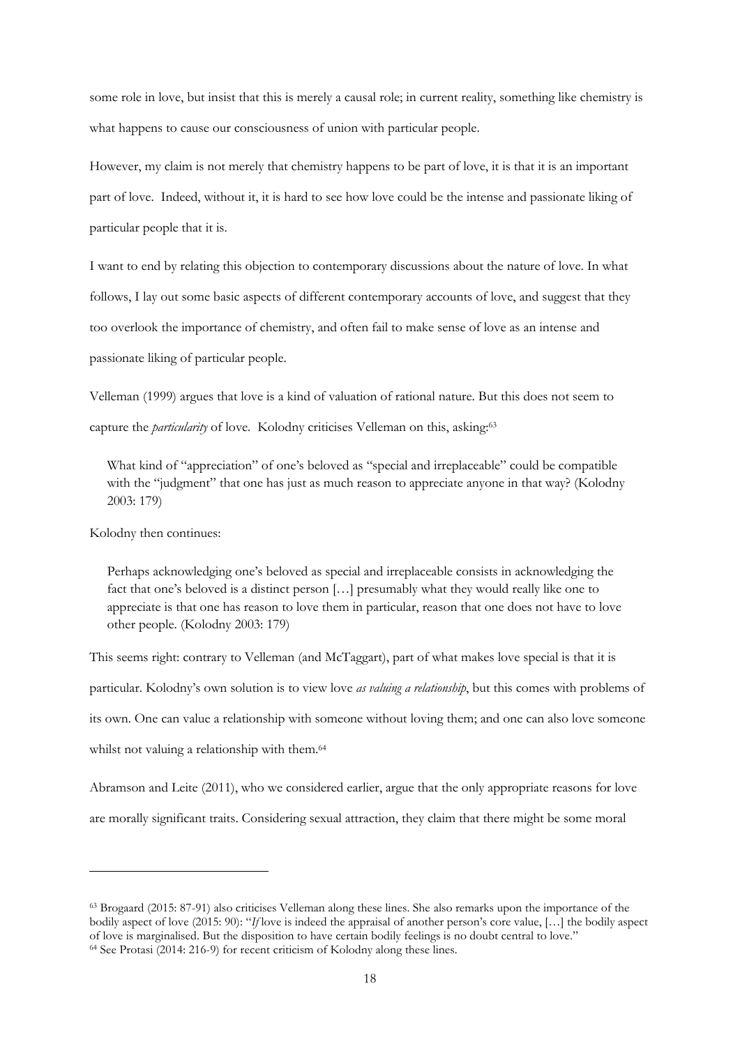some role in love, but insist that this is merely a causal role; in current reality, something like chemistry is what happens to cause our consciousness of union with particular people.

However, my claim is not merely that chemistry happens to be part of love, it is that it is an important part of love. Indeed, without it, it is hard to see how love could be the intense and passionate liking of particular people that it is.

I want to end by relating this objection to contemporary discussions about the nature of love. In what follows, I lay out some basic aspects of different contemporary accounts of love, and suggest that they too overlook the importance of chemistry, and often fail to make sense of love as an intense and passionate liking of particular people.

Velleman (1999) argues that love is a kind of valuation of rational nature. But this does not seem to capture the *particularity* of love. Kolodny criticises Velleman on this, asking:[63]

> What kind of "appreciation" of one's beloved as "special and irreplaceable" could be compatible with the "judgment" that one has just as much reason to appreciate anyone in that way? (Kolodny 2003: 179)

Kolodny then continues:

> Perhaps acknowledging one's beloved as special and irreplaceable consists in acknowledging the fact that one's beloved is a distinct person […] presumably what they would really like one to appreciate is that one has reason to love them in particular, reason that one does not have to love other people. (Kolodny 2003: 179)

This seems right: contrary to Velleman (and McTaggart), part of what makes love special is that it is particular. Kolodny's own solution is to view love *as valuing a relationship*, but this comes with problems of its own. One can value a relationship with someone without loving them; and one can also love someone whilst not valuing a relationship with them.[64]

Abramson and Leite (2011), who we considered earlier, argue that the only appropriate reasons for love are morally significant traits. Considering sexual attraction, they claim that there might be some moral

---

[63] Brogaard (2015: 87-91) also criticises Velleman along these lines. She also remarks upon the importance of the bodily aspect of love (2015: 90): "*If* love is indeed the appraisal of another person's core value, […] the bodily aspect of love is marginalised. But the disposition to have certain bodily feelings is no doubt central to love."

[64] See Protasi (2014: 216-9) for recent criticism of Kolodny along these lines.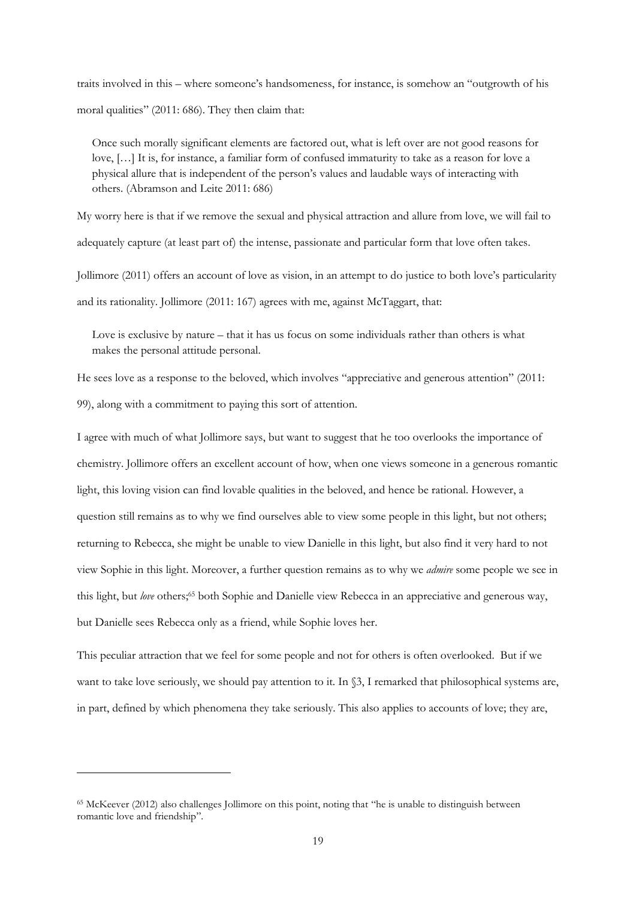traits involved in this – where someone's handsomeness, for instance, is somehow an "outgrowth of his moral qualities" (2011: 686). They then claim that:

> Once such morally significant elements are factored out, what is left over are not good reasons for love, […] It is, for instance, a familiar form of confused immaturity to take as a reason for love a physical allure that is independent of the person's values and laudable ways of interacting with others. (Abramson and Leite 2011: 686)

My worry here is that if we remove the sexual and physical attraction and allure from love, we will fail to adequately capture (at least part of) the intense, passionate and particular form that love often takes.

Jollimore (2011) offers an account of love as vision, in an attempt to do justice to both love's particularity and its rationality. Jollimore (2011: 167) agrees with me, against McTaggart, that:

> Love is exclusive by nature – that it has us focus on some individuals rather than others is what makes the personal attitude personal.

He sees love as a response to the beloved, which involves "appreciative and generous attention" (2011: 99), along with a commitment to paying this sort of attention.

I agree with much of what Jollimore says, but want to suggest that he too overlooks the importance of chemistry. Jollimore offers an excellent account of how, when one views someone in a generous romantic light, this loving vision can find lovable qualities in the beloved, and hence be rational. However, a question still remains as to why we find ourselves able to view some people in this light, but not others; returning to Rebecca, she might be unable to view Danielle in this light, but also find it very hard to not view Sophie in this light. Moreover, a further question remains as to why we *admire* some people we see in this light, but *love* others;[65] both Sophie and Danielle view Rebecca in an appreciative and generous way, but Danielle sees Rebecca only as a friend, while Sophie loves her.

This peculiar attraction that we feel for some people and not for others is often overlooked. But if we want to take love seriously, we should pay attention to it. In §3, I remarked that philosophical systems are, in part, defined by which phenomena they take seriously. This also applies to accounts of love; they are,

---

[65] McKeever (2012) also challenges Jollimore on this point, noting that "he is unable to distinguish between romantic love and friendship".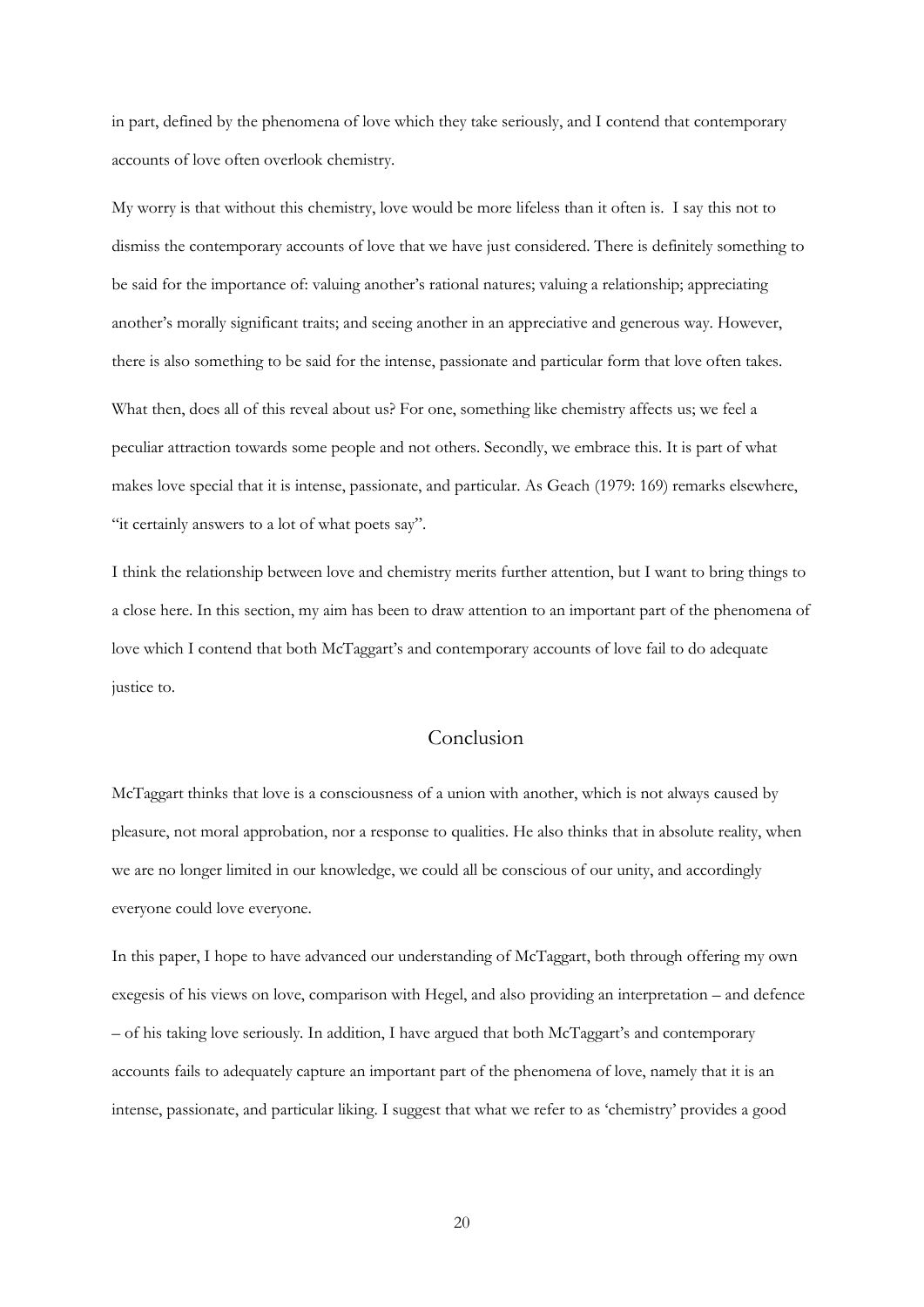in part, defined by the phenomena of love which they take seriously, and I contend that contemporary accounts of love often overlook chemistry.

My worry is that without this chemistry, love would be more lifeless than it often is. I say this not to dismiss the contemporary accounts of love that we have just considered. There is definitely something to be said for the importance of: valuing another's rational natures; valuing a relationship; appreciating another's morally significant traits; and seeing another in an appreciative and generous way. However, there is also something to be said for the intense, passionate and particular form that love often takes.

What then, does all of this reveal about us? For one, something like chemistry affects us; we feel a peculiar attraction towards some people and not others. Secondly, we embrace this. It is part of what makes love special that it is intense, passionate, and particular. As Geach (1979: 169) remarks elsewhere, "it certainly answers to a lot of what poets say".

I think the relationship between love and chemistry merits further attention, but I want to bring things to a close here. In this section, my aim has been to draw attention to an important part of the phenomena of love which I contend that both McTaggart's and contemporary accounts of love fail to do adequate justice to.

## Conclusion

McTaggart thinks that love is a consciousness of a union with another, which is not always caused by pleasure, not moral approbation, nor a response to qualities. He also thinks that in absolute reality, when we are no longer limited in our knowledge, we could all be conscious of our unity, and accordingly everyone could love everyone.

In this paper, I hope to have advanced our understanding of McTaggart, both through offering my own exegesis of his views on love, comparison with Hegel, and also providing an interpretation – and defence – of his taking love seriously. In addition, I have argued that both McTaggart's and contemporary accounts fails to adequately capture an important part of the phenomena of love, namely that it is an intense, passionate, and particular liking. I suggest that what we refer to as 'chemistry' provides a good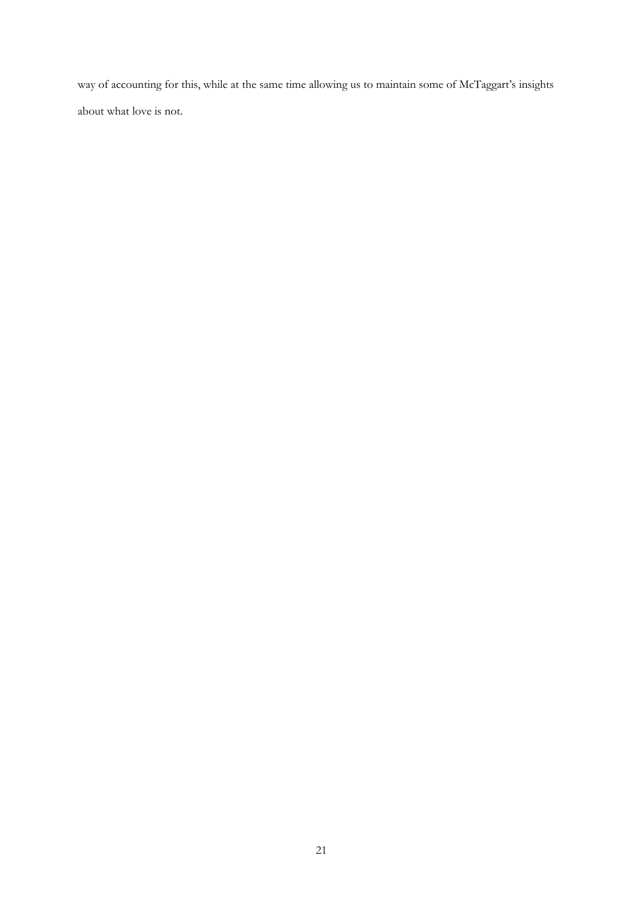way of accounting for this, while at the same time allowing us to maintain some of McTaggart's insights about what love is not.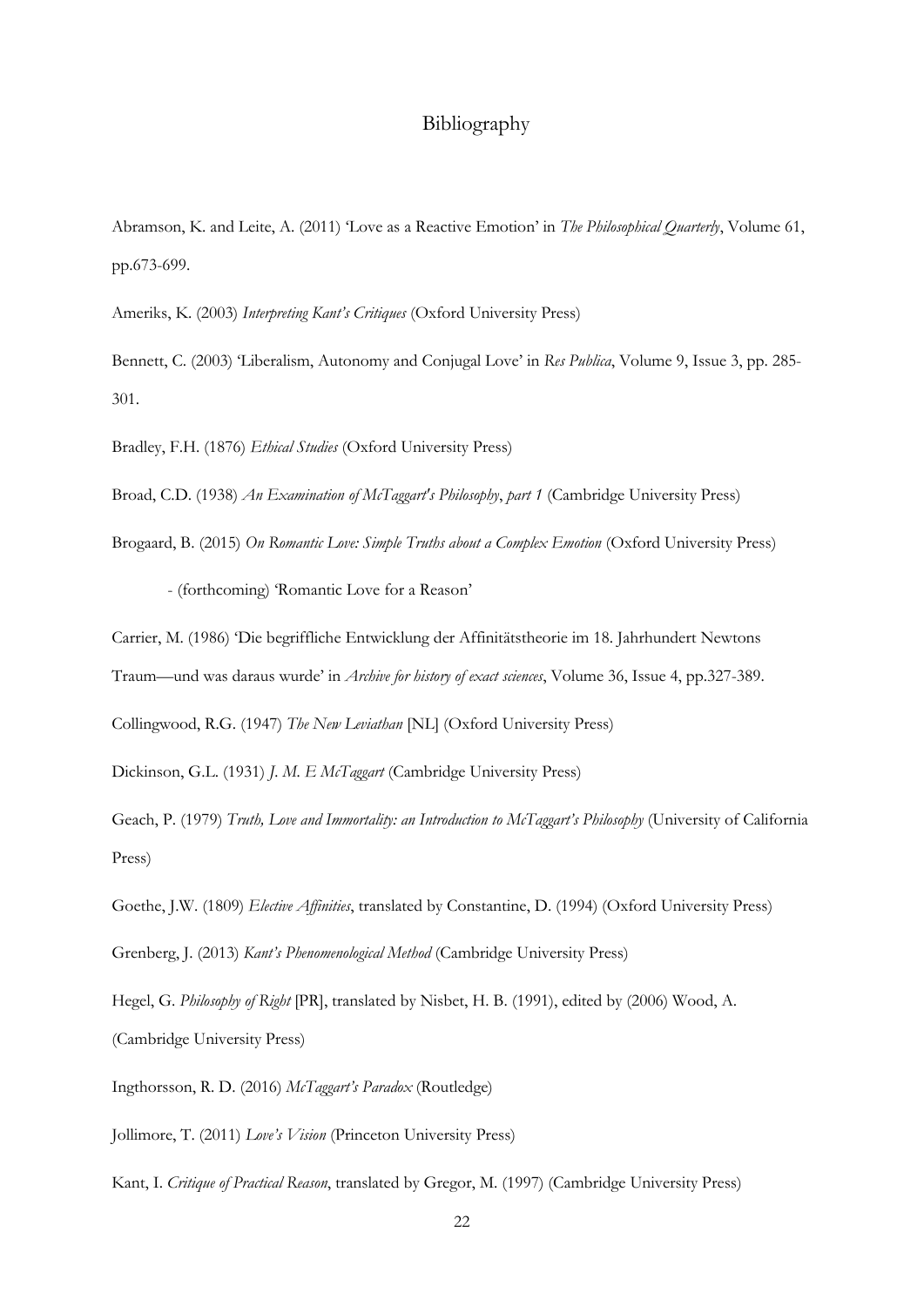# Bibliography

Abramson, K. and Leite, A. (2011) 'Love as a Reactive Emotion' in *The Philosophical Quarterly*, Volume 61, pp.673-699.

Ameriks, K. (2003) *Interpreting Kant's Critiques* (Oxford University Press)

Bennett, C. (2003) 'Liberalism, Autonomy and Conjugal Love' in *Res Publica*, Volume 9, Issue 3, pp. 285-301.

Bradley, F.H. (1876) *Ethical Studies* (Oxford University Press)

Broad, C.D. (1938) *An Examination of McTaggart's Philosophy*, *part 1* (Cambridge University Press)

Brogaard, B. (2015) *On Romantic Love: Simple Truths about a Complex Emotion* (Oxford University Press)

- (forthcoming) 'Romantic Love for a Reason'

Carrier, M. (1986) 'Die begriffliche Entwicklung der Affinitätstheorie im 18. Jahrhundert Newtons Traum—und was daraus wurde' in *Archive for history of exact sciences*, Volume 36, Issue 4, pp.327-389.

Collingwood, R.G. (1947) *The New Leviathan* [NL] (Oxford University Press)

Dickinson, G.L. (1931) *J. M. E McTaggart* (Cambridge University Press)

Geach, P. (1979) *Truth, Love and Immortality: an Introduction to McTaggart's Philosophy* (University of California Press)

Goethe, J.W. (1809) *Elective Affinities*, translated by Constantine, D. (1994) (Oxford University Press)

Grenberg, J. (2013) *Kant's Phenomenological Method* (Cambridge University Press)

Hegel, G. *Philosophy of Right* [PR], translated by Nisbet, H. B. (1991), edited by (2006) Wood, A. (Cambridge University Press)

Ingthorsson, R. D. (2016) *McTaggart's Paradox* (Routledge)

Jollimore, T. (2011) *Love's Vision* (Princeton University Press)

Kant, I. *Critique of Practical Reason*, translated by Gregor, M. (1997) (Cambridge University Press)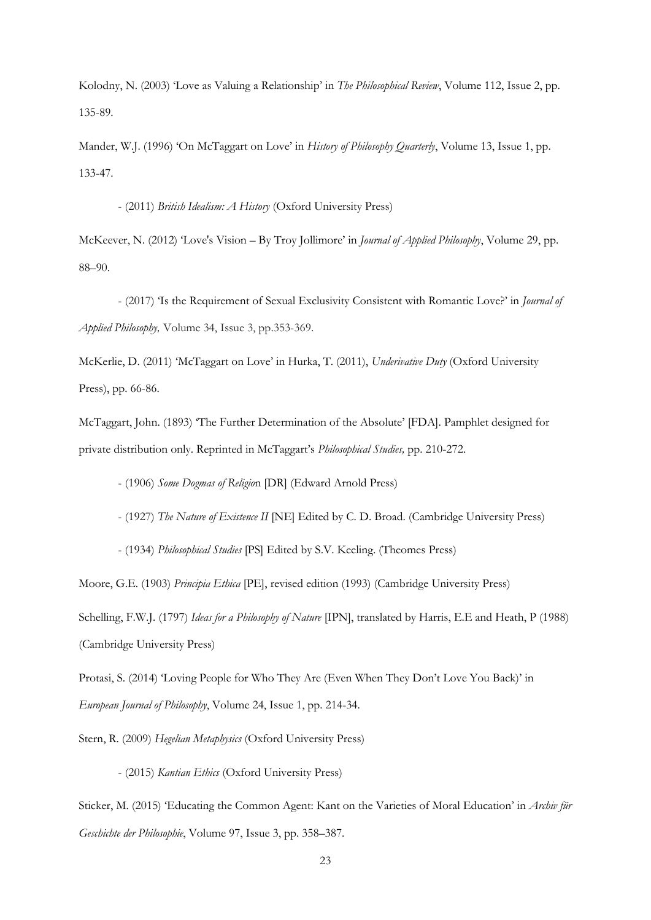Kolodny, N. (2003) 'Love as Valuing a Relationship' in *The Philosophical Review*, Volume 112, Issue 2, pp. 135-89.

Mander, W.J. (1996) 'On McTaggart on Love' in *History of Philosophy Quarterly*, Volume 13, Issue 1, pp. 133-47.

- (2011) *British Idealism: A History* (Oxford University Press)

McKeever, N. (2012) 'Love's Vision – By Troy Jollimore' in *Journal of Applied Philosophy*, Volume 29, pp. 88–90.

- (2017) 'Is the Requirement of Sexual Exclusivity Consistent with Romantic Love?' in *Journal of Applied Philosophy,* Volume 34, Issue 3, pp.353-369.

McKerlie, D. (2011) 'McTaggart on Love' in Hurka, T. (2011), *Underivative Duty* (Oxford University Press), pp. 66-86.

McTaggart, John. (1893) 'The Further Determination of the Absolute' [FDA]. Pamphlet designed for private distribution only. Reprinted in McTaggart's *Philosophical Studies,* pp. 210-272.

- (1906) *Some Dogmas of Religio*n [DR] (Edward Arnold Press)

- (1927) *The Nature of Existence II* [NE] Edited by C. D. Broad. (Cambridge University Press)

- (1934) *Philosophical Studies* [PS] Edited by S.V. Keeling. (Theomes Press)

Moore, G.E. (1903) *Principia Ethica* [PE], revised edition (1993) (Cambridge University Press)

Schelling, F.W.J. (1797) *Ideas for a Philosophy of Nature* [IPN], translated by Harris, E.E and Heath, P (1988) (Cambridge University Press)

Protasi, S. (2014) 'Loving People for Who They Are (Even When They Don't Love You Back)' in *European Journal of Philosophy*, Volume 24, Issue 1, pp. 214-34.

Stern, R. (2009) *Hegelian Metaphysics* (Oxford University Press)

- (2015) *Kantian Ethics* (Oxford University Press)

Sticker, M. (2015) 'Educating the Common Agent: Kant on the Varieties of Moral Education' in *Archiv für Geschichte der Philosophie*, Volume 97, Issue 3, pp. 358–387.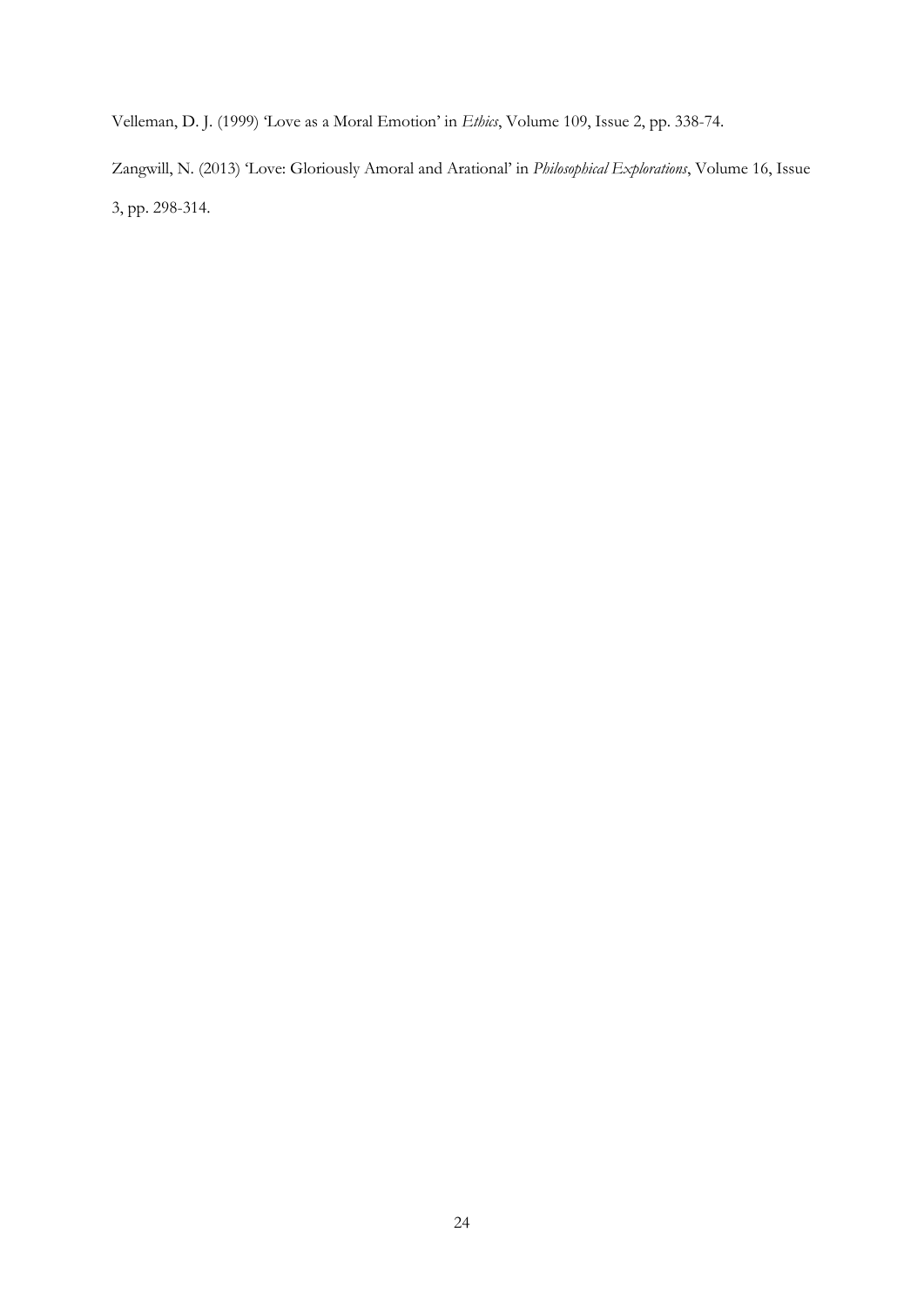Velleman, D. J. (1999) 'Love as a Moral Emotion' in *Ethics*, Volume 109, Issue 2, pp. 338-74.

Zangwill, N. (2013) 'Love: Gloriously Amoral and Arational' in *Philosophical Explorations*, Volume 16, Issue 3, pp. 298-314.